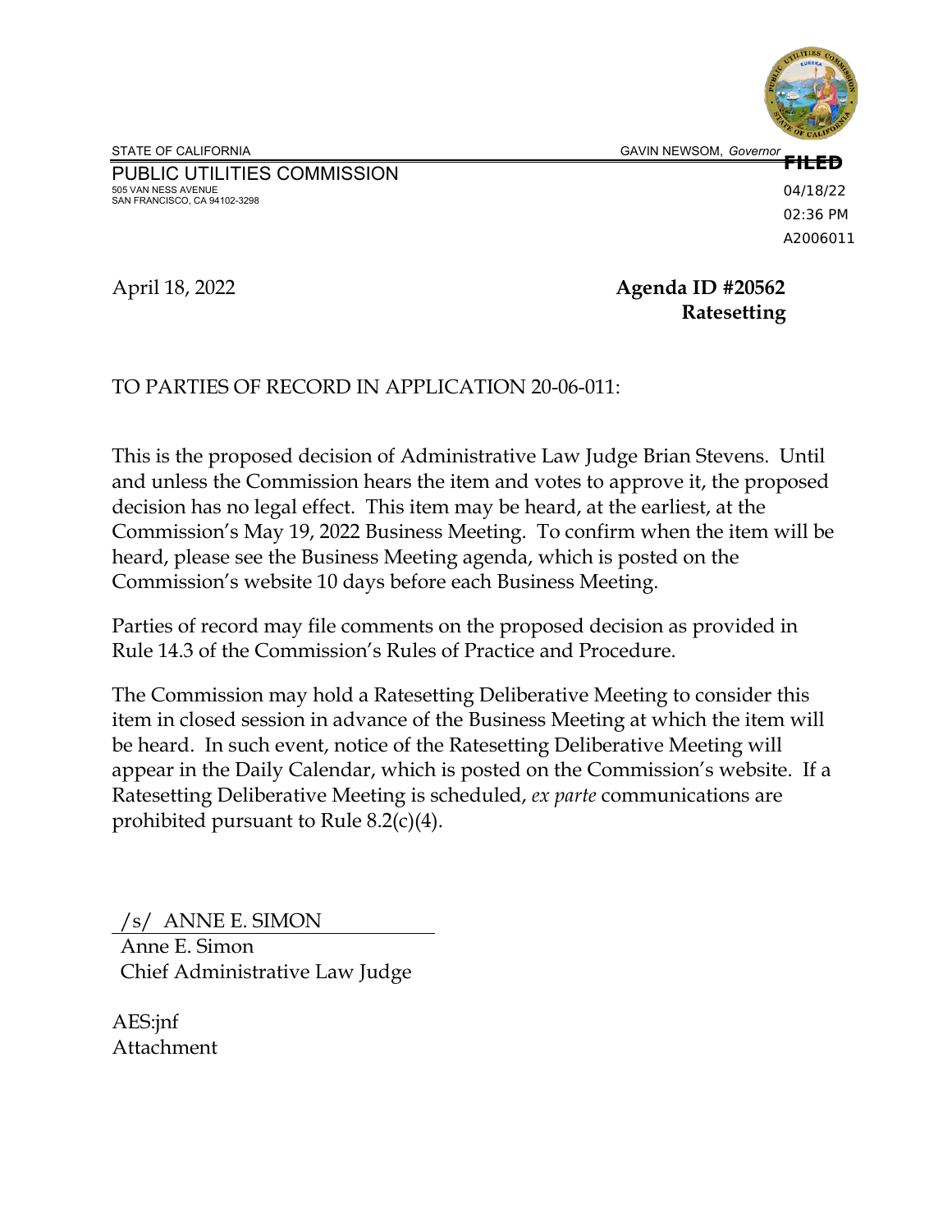STATE OF CALIFORNIA GAVIN NEWSOM, *Governor*

PUBLIC UTILITIES COMMISSION
505 VAN NESS AVENUE
SAN FRANCISCO, CA 94102-3298

**FILED**
04/18/22
02:36 PM
A2006011

April 18, 2022

**Agenda ID #20562**
**Ratesetting**

TO PARTIES OF RECORD IN APPLICATION 20-06-011:

This is the proposed decision of Administrative Law Judge Brian Stevens. Until and unless the Commission hears the item and votes to approve it, the proposed decision has no legal effect. This item may be heard, at the earliest, at the Commission's May 19, 2022 Business Meeting. To confirm when the item will be heard, please see the Business Meeting agenda, which is posted on the Commission's website 10 days before each Business Meeting.

Parties of record may file comments on the proposed decision as provided in Rule 14.3 of the Commission's Rules of Practice and Procedure.

The Commission may hold a Ratesetting Deliberative Meeting to consider this item in closed session in advance of the Business Meeting at which the item will be heard. In such event, notice of the Ratesetting Deliberative Meeting will appear in the Daily Calendar, which is posted on the Commission's website. If a Ratesetting Deliberative Meeting is scheduled, *ex parte* communications are prohibited pursuant to Rule 8.2(c)(4).

/s/ ANNE E. SIMON
Anne E. Simon
Chief Administrative Law Judge

AES:jnf
Attachment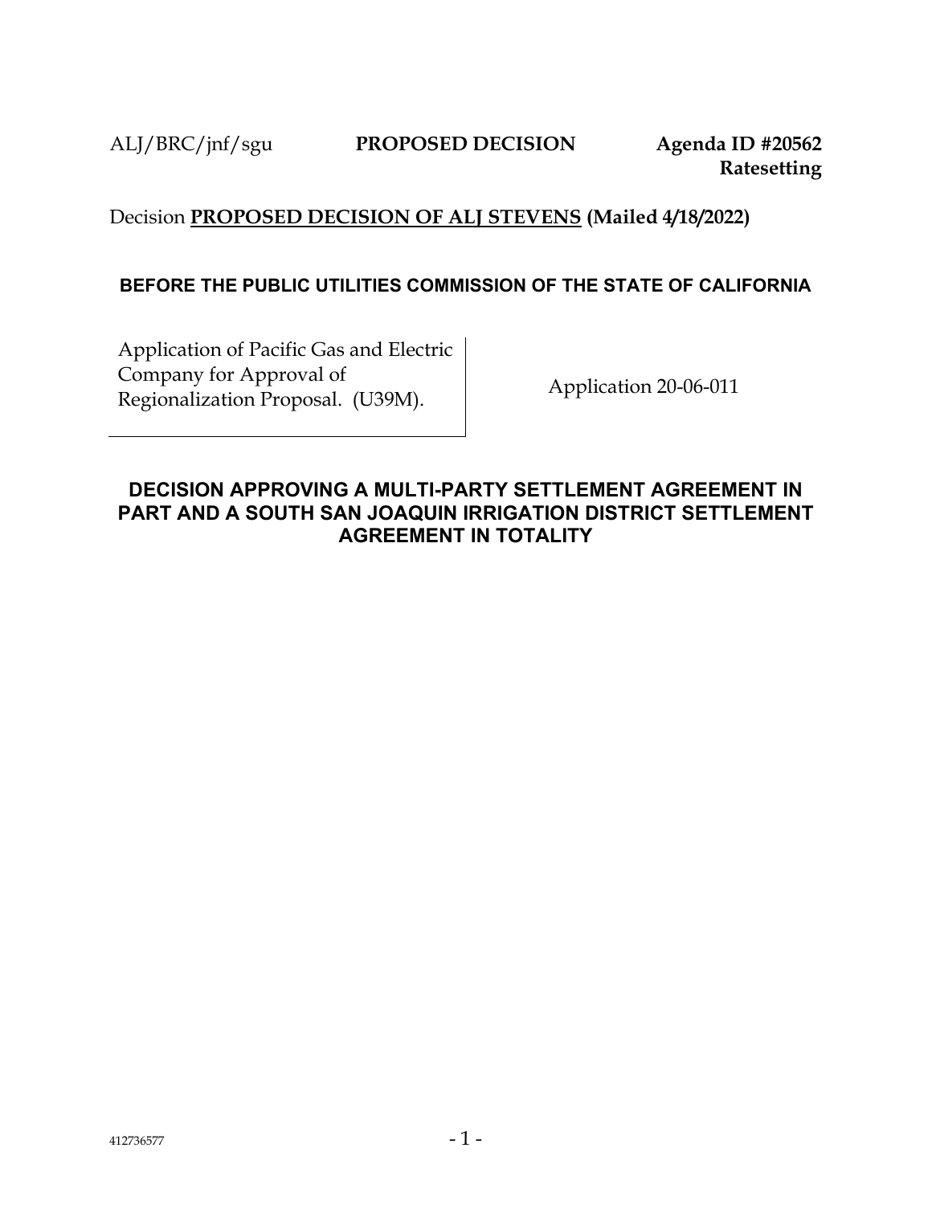ALJ/BRC/jnf/sgu **PROPOSED DECISION** **Agenda ID #20562**
**Ratesetting**

Decision **PROPOSED DECISION OF ALJ STEVENS (Mailed 4/18/2022)**

**BEFORE THE PUBLIC UTILITIES COMMISSION OF THE STATE OF CALIFORNIA**

| Application of Pacific Gas and Electric Company for Approval of Regionalization Proposal. (U39M). | Application 20-06-011 |
| --- | --- |

## DECISION APPROVING A MULTI-PARTY SETTLEMENT AGREEMENT IN PART AND A SOUTH SAN JOAQUIN IRRIGATION DISTRICT SETTLEMENT AGREEMENT IN TOTALITY

412736577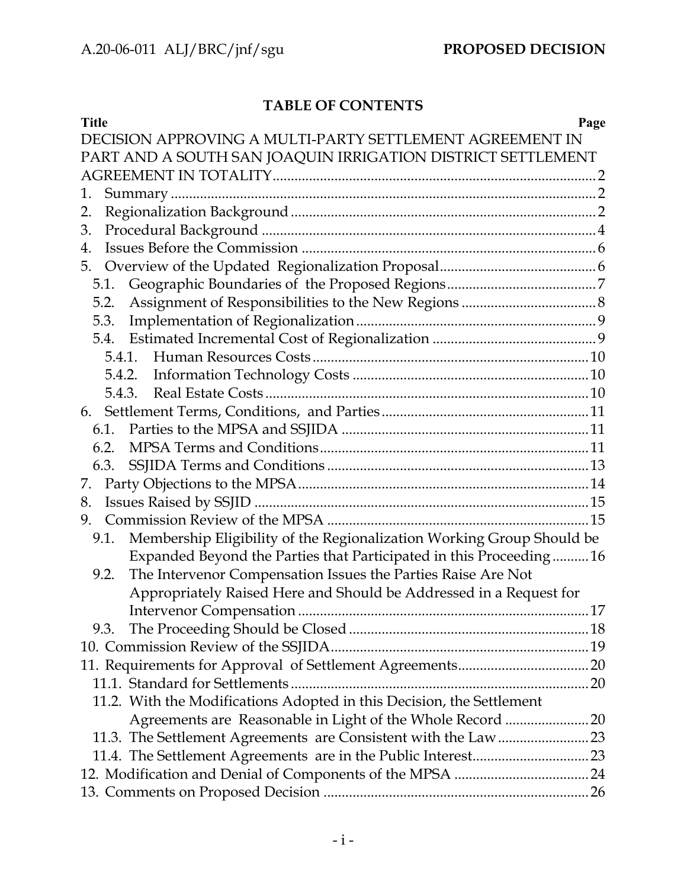**TABLE OF CONTENTS**

| Title | Page |
|---|---|
| DECISION APPROVING A MULTI-PARTY SETTLEMENT AGREEMENT IN PART AND A SOUTH SAN JOAQUIN IRRIGATION DISTRICT SETTLEMENT AGREEMENT IN TOTALITY | 2 |
| 1. Summary | 2 |
| 2. Regionalization Background | 2 |
| 3. Procedural Background | 4 |
| 4. Issues Before the Commission | 6 |
| 5. Overview of the Updated Regionalization Proposal | 6 |
| 5.1. Geographic Boundaries of the Proposed Regions | 7 |
| 5.2. Assignment of Responsibilities to the New Regions | 8 |
| 5.3. Implementation of Regionalization | 9 |
| 5.4. Estimated Incremental Cost of Regionalization | 9 |
| 5.4.1. Human Resources Costs | 10 |
| 5.4.2. Information Technology Costs | 10 |
| 5.4.3. Real Estate Costs | 10 |
| 6. Settlement Terms, Conditions, and Parties | 11 |
| 6.1. Parties to the MPSA and SSJIDA | 11 |
| 6.2. MPSA Terms and Conditions | 11 |
| 6.3. SSJIDA Terms and Conditions | 13 |
| 7. Party Objections to the MPSA | 14 |
| 8. Issues Raised by SSJID | 15 |
| 9. Commission Review of the MPSA | 15 |
| 9.1. Membership Eligibility of the Regionalization Working Group Should be Expanded Beyond the Parties that Participated in this Proceeding | 16 |
| 9.2. The Intervenor Compensation Issues the Parties Raise Are Not Appropriately Raised Here and Should be Addressed in a Request for Intervenor Compensation | 17 |
| 9.3. The Proceeding Should be Closed | 18 |
| 10. Commission Review of the SSJIDA | 19 |
| 11. Requirements for Approval of Settlement Agreements | 20 |
| 11.1. Standard for Settlements | 20 |
| 11.2. With the Modifications Adopted in this Decision, the Settlement Agreements are Reasonable in Light of the Whole Record | 20 |
| 11.3. The Settlement Agreements are Consistent with the Law | 23 |
| 11.4. The Settlement Agreements are in the Public Interest | 23 |
| 12. Modification and Denial of Components of the MPSA | 24 |
| 13. Comments on Proposed Decision | 26 |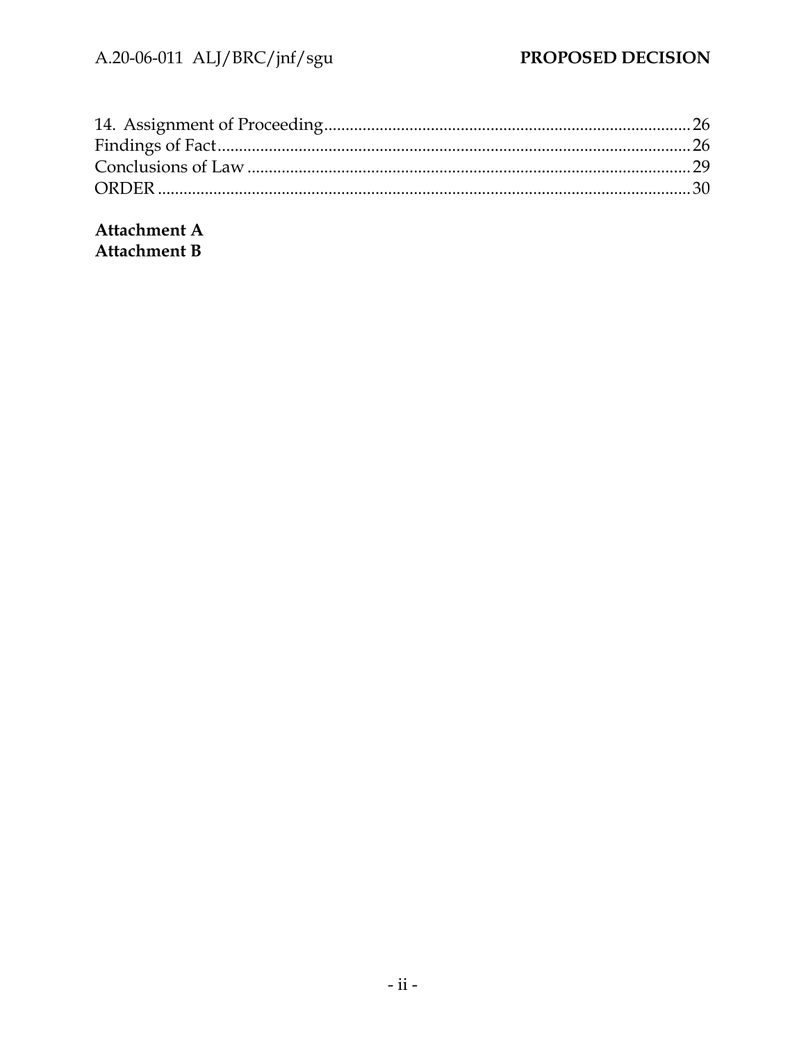14. Assignment of Proceeding ........................................................................................ 26
Findings of Fact ................................................................................................................ 26
Conclusions of Law ......................................................................................................... 29
ORDER ............................................................................................................................... 30

**Attachment A**
**Attachment B**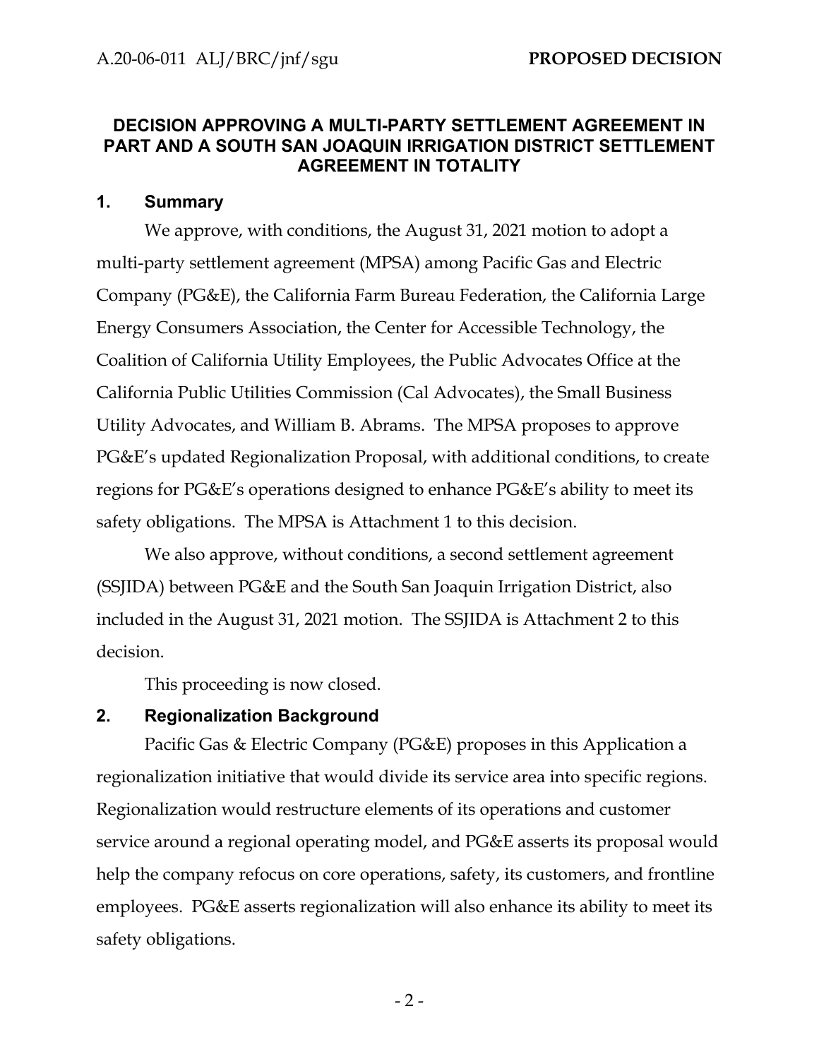## DECISION APPROVING A MULTI-PARTY SETTLEMENT AGREEMENT IN PART AND A SOUTH SAN JOAQUIN IRRIGATION DISTRICT SETTLEMENT AGREEMENT IN TOTALITY

### 1. Summary

We approve, with conditions, the August 31, 2021 motion to adopt a multi-party settlement agreement (MPSA) among Pacific Gas and Electric Company (PG&E), the California Farm Bureau Federation, the California Large Energy Consumers Association, the Center for Accessible Technology, the Coalition of California Utility Employees, the Public Advocates Office at the California Public Utilities Commission (Cal Advocates), the Small Business Utility Advocates, and William B. Abrams. The MPSA proposes to approve PG&E's updated Regionalization Proposal, with additional conditions, to create regions for PG&E's operations designed to enhance PG&E's ability to meet its safety obligations. The MPSA is Attachment 1 to this decision.

We also approve, without conditions, a second settlement agreement (SSJIDA) between PG&E and the South San Joaquin Irrigation District, also included in the August 31, 2021 motion. The SSJIDA is Attachment 2 to this decision.

This proceeding is now closed.

### 2. Regionalization Background

Pacific Gas & Electric Company (PG&E) proposes in this Application a regionalization initiative that would divide its service area into specific regions. Regionalization would restructure elements of its operations and customer service around a regional operating model, and PG&E asserts its proposal would help the company refocus on core operations, safety, its customers, and frontline employees. PG&E asserts regionalization will also enhance its ability to meet its safety obligations.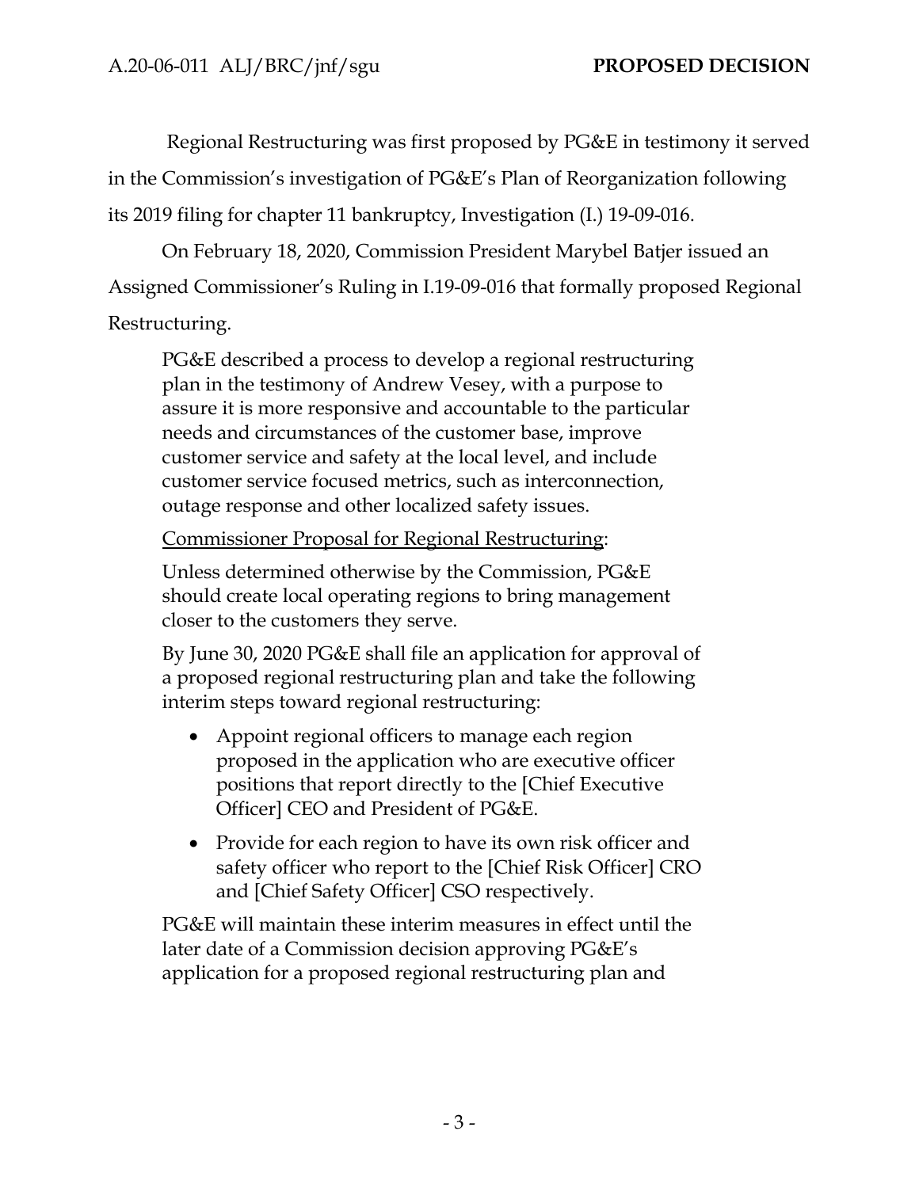Regional Restructuring was first proposed by PG&E in testimony it served in the Commission's investigation of PG&E's Plan of Reorganization following its 2019 filing for chapter 11 bankruptcy, Investigation (I.) 19-09-016.

On February 18, 2020, Commission President Marybel Batjer issued an Assigned Commissioner's Ruling in I.19-09-016 that formally proposed Regional Restructuring.

> PG&E described a process to develop a regional restructuring plan in the testimony of Andrew Vesey, with a purpose to assure it is more responsive and accountable to the particular needs and circumstances of the customer base, improve customer service and safety at the local level, and include customer service focused metrics, such as interconnection, outage response and other localized safety issues.
>
> <u>Commissioner Proposal for Regional Restructuring</u>:
>
> Unless determined otherwise by the Commission, PG&E should create local operating regions to bring management closer to the customers they serve.
>
> By June 30, 2020 PG&E shall file an application for approval of a proposed regional restructuring plan and take the following interim steps toward regional restructuring:
>
> - Appoint regional officers to manage each region proposed in the application who are executive officer positions that report directly to the [Chief Executive Officer] CEO and President of PG&E.
> - Provide for each region to have its own risk officer and safety officer who report to the [Chief Risk Officer] CRO and [Chief Safety Officer] CSO respectively.
>
> PG&E will maintain these interim measures in effect until the later date of a Commission decision approving PG&E's application for a proposed regional restructuring plan and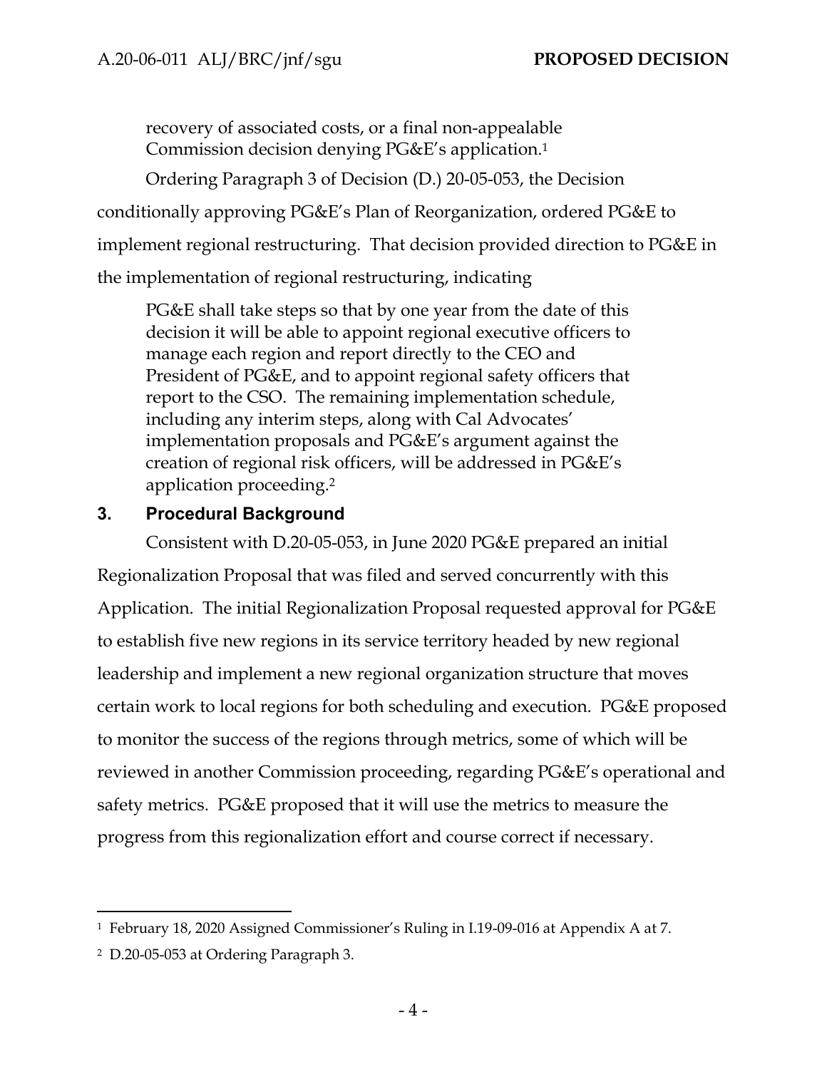recovery of associated costs, or a final non-appealable Commission decision denying PG&E's application.[1]

Ordering Paragraph 3 of Decision (D.) 20-05-053, the Decision conditionally approving PG&E's Plan of Reorganization, ordered PG&E to implement regional restructuring. That decision provided direction to PG&E in the implementation of regional restructuring, indicating

> PG&E shall take steps so that by one year from the date of this decision it will be able to appoint regional executive officers to manage each region and report directly to the CEO and President of PG&E, and to appoint regional safety officers that report to the CSO. The remaining implementation schedule, including any interim steps, along with Cal Advocates' implementation proposals and PG&E's argument against the creation of regional risk officers, will be addressed in PG&E's application proceeding.[2]

## 3. Procedural Background

Consistent with D.20-05-053, in June 2020 PG&E prepared an initial Regionalization Proposal that was filed and served concurrently with this Application. The initial Regionalization Proposal requested approval for PG&E to establish five new regions in its service territory headed by new regional leadership and implement a new regional organization structure that moves certain work to local regions for both scheduling and execution. PG&E proposed to monitor the success of the regions through metrics, some of which will be reviewed in another Commission proceeding, regarding PG&E's operational and safety metrics. PG&E proposed that it will use the metrics to measure the progress from this regionalization effort and course correct if necessary.

---

[1] February 18, 2020 Assigned Commissioner's Ruling in I.19-09-016 at Appendix A at 7.

[2] D.20-05-053 at Ordering Paragraph 3.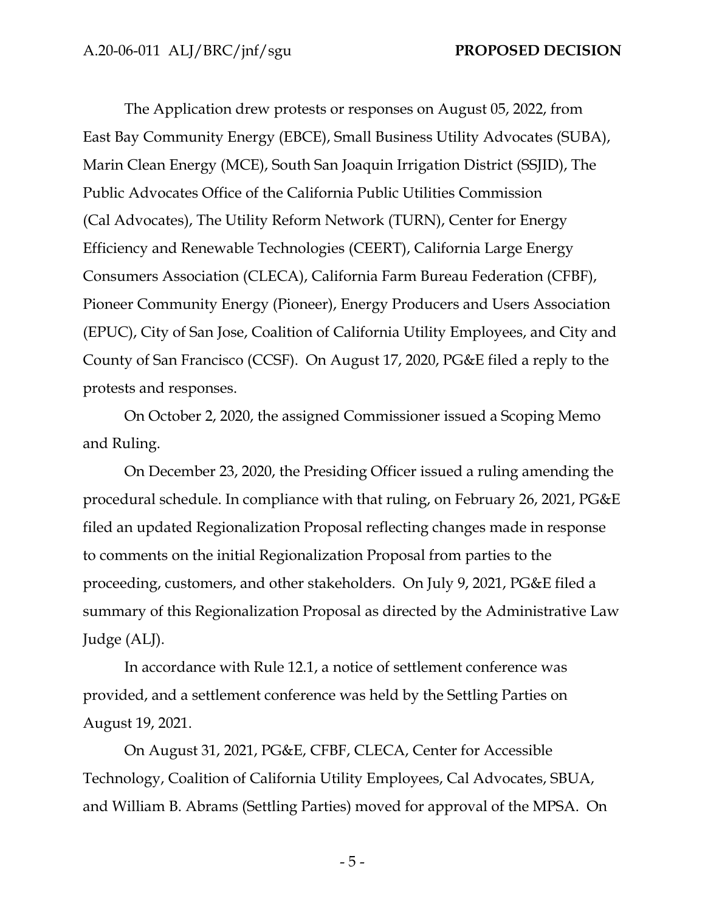The Application drew protests or responses on August 05, 2022, from East Bay Community Energy (EBCE), Small Business Utility Advocates (SUBA), Marin Clean Energy (MCE), South San Joaquin Irrigation District (SSJID), The Public Advocates Office of the California Public Utilities Commission (Cal Advocates), The Utility Reform Network (TURN), Center for Energy Efficiency and Renewable Technologies (CEERT), California Large Energy Consumers Association (CLECA), California Farm Bureau Federation (CFBF), Pioneer Community Energy (Pioneer), Energy Producers and Users Association (EPUC), City of San Jose, Coalition of California Utility Employees, and City and County of San Francisco (CCSF). On August 17, 2020, PG&E filed a reply to the protests and responses.

On October 2, 2020, the assigned Commissioner issued a Scoping Memo and Ruling.

On December 23, 2020, the Presiding Officer issued a ruling amending the procedural schedule. In compliance with that ruling, on February 26, 2021, PG&E filed an updated Regionalization Proposal reflecting changes made in response to comments on the initial Regionalization Proposal from parties to the proceeding, customers, and other stakeholders. On July 9, 2021, PG&E filed a summary of this Regionalization Proposal as directed by the Administrative Law Judge (ALJ).

In accordance with Rule 12.1, a notice of settlement conference was provided, and a settlement conference was held by the Settling Parties on August 19, 2021.

On August 31, 2021, PG&E, CFBF, CLECA, Center for Accessible Technology, Coalition of California Utility Employees, Cal Advocates, SBUA, and William B. Abrams (Settling Parties) moved for approval of the MPSA. On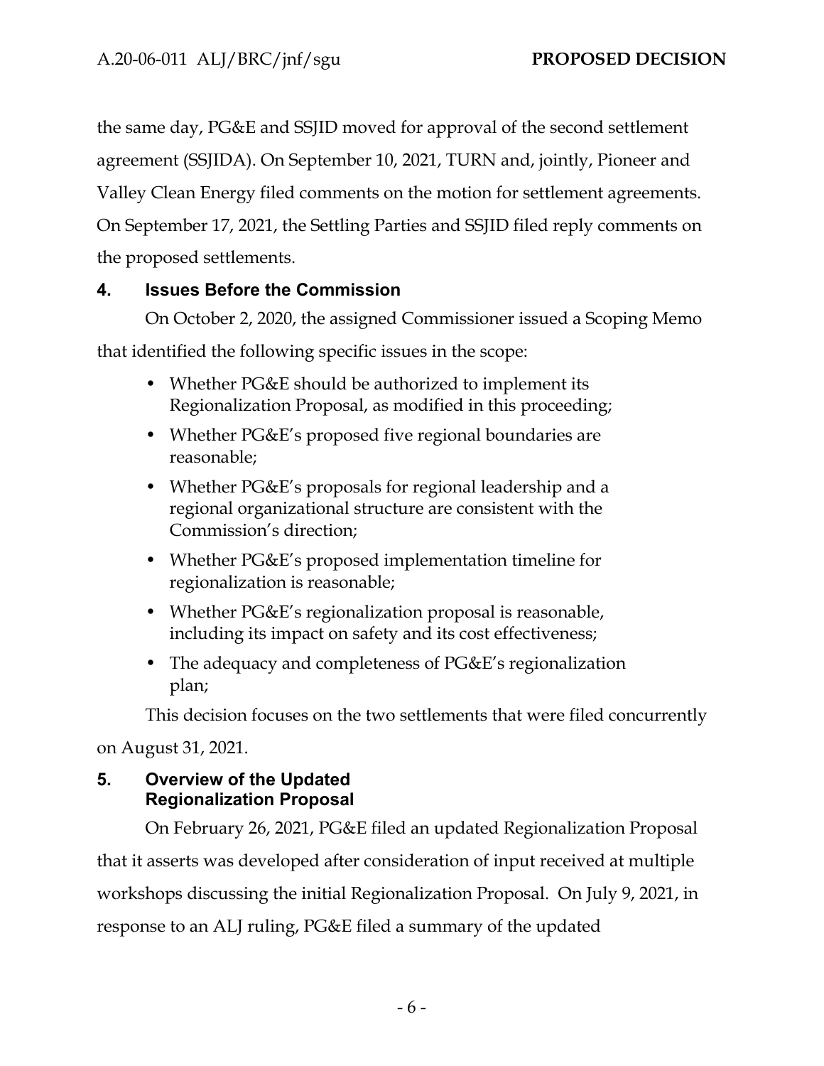the same day, PG&E and SSJID moved for approval of the second settlement agreement (SSJIDA). On September 10, 2021, TURN and, jointly, Pioneer and Valley Clean Energy filed comments on the motion for settlement agreements. On September 17, 2021, the Settling Parties and SSJID filed reply comments on the proposed settlements.

## 4. Issues Before the Commission

On October 2, 2020, the assigned Commissioner issued a Scoping Memo that identified the following specific issues in the scope:

- Whether PG&E should be authorized to implement its Regionalization Proposal, as modified in this proceeding;
- Whether PG&E's proposed five regional boundaries are reasonable;
- Whether PG&E's proposals for regional leadership and a regional organizational structure are consistent with the Commission's direction;
- Whether PG&E's proposed implementation timeline for regionalization is reasonable;
- Whether PG&E's regionalization proposal is reasonable, including its impact on safety and its cost effectiveness;
- The adequacy and completeness of PG&E's regionalization plan;

This decision focuses on the two settlements that were filed concurrently on August 31, 2021.

## 5. Overview of the Updated Regionalization Proposal

On February 26, 2021, PG&E filed an updated Regionalization Proposal that it asserts was developed after consideration of input received at multiple workshops discussing the initial Regionalization Proposal. On July 9, 2021, in response to an ALJ ruling, PG&E filed a summary of the updated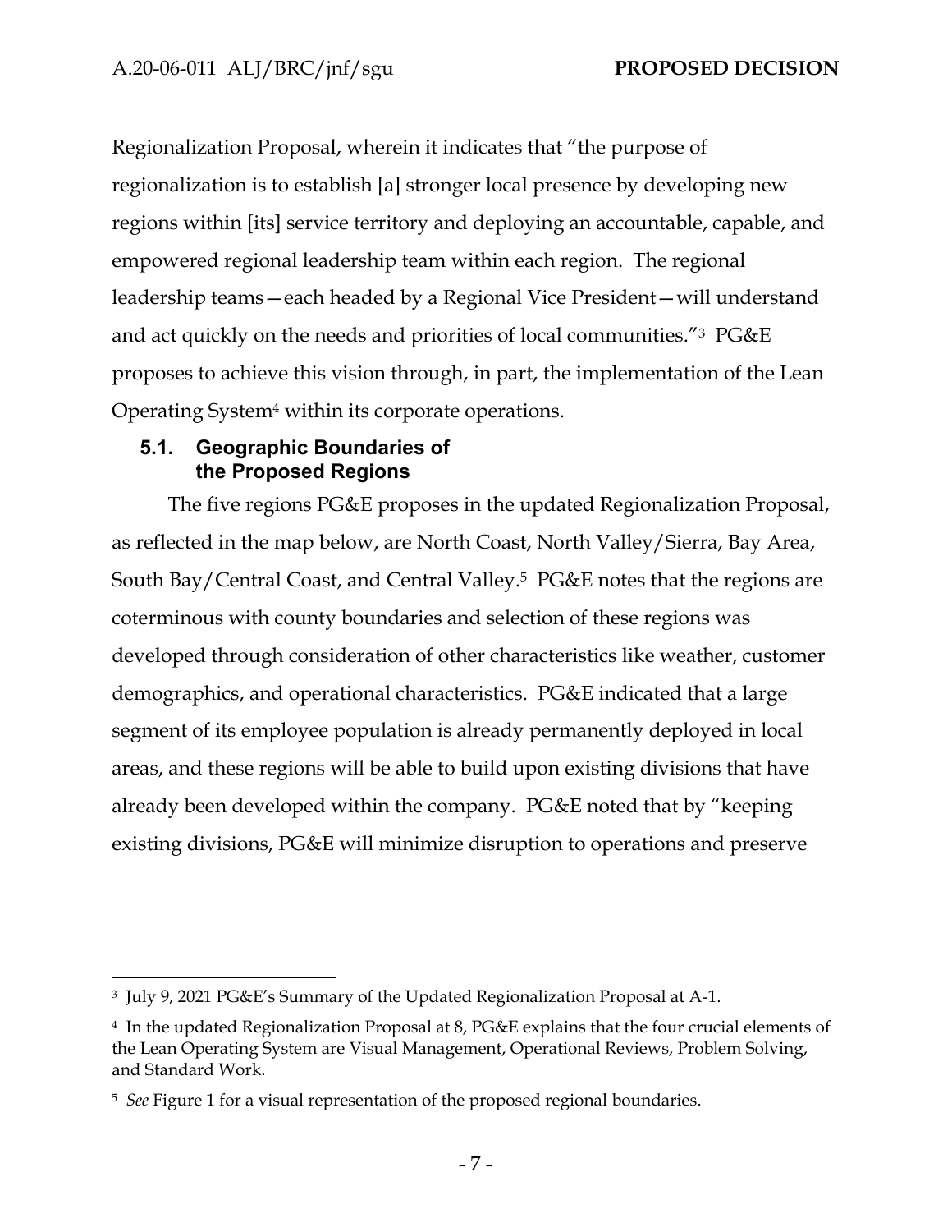Regionalization Proposal, wherein it indicates that "the purpose of regionalization is to establish [a] stronger local presence by developing new regions within [its] service territory and deploying an accountable, capable, and empowered regional leadership team within each region. The regional leadership teams—each headed by a Regional Vice President—will understand and act quickly on the needs and priorities of local communities."[3] PG&E proposes to achieve this vision through, in part, the implementation of the Lean Operating System[4] within its corporate operations.

### 5.1. Geographic Boundaries of the Proposed Regions

The five regions PG&E proposes in the updated Regionalization Proposal, as reflected in the map below, are North Coast, North Valley/Sierra, Bay Area, South Bay/Central Coast, and Central Valley.[5] PG&E notes that the regions are coterminous with county boundaries and selection of these regions was developed through consideration of other characteristics like weather, customer demographics, and operational characteristics. PG&E indicated that a large segment of its employee population is already permanently deployed in local areas, and these regions will be able to build upon existing divisions that have already been developed within the company. PG&E noted that by "keeping existing divisions, PG&E will minimize disruption to operations and preserve

---

[3] July 9, 2021 PG&E's Summary of the Updated Regionalization Proposal at A-1.

[4] In the updated Regionalization Proposal at 8, PG&E explains that the four crucial elements of the Lean Operating System are Visual Management, Operational Reviews, Problem Solving, and Standard Work.

[5] *See* Figure 1 for a visual representation of the proposed regional boundaries.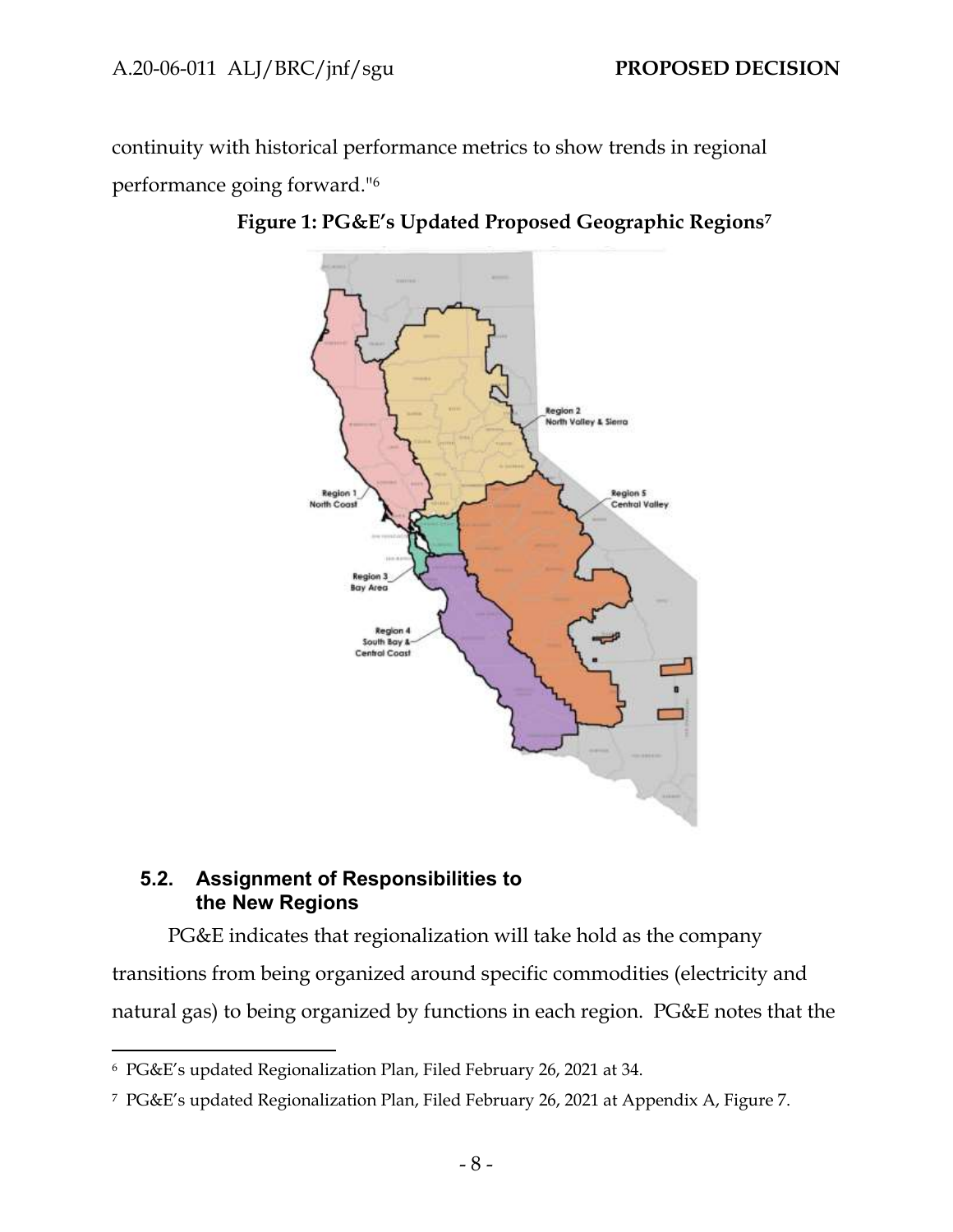continuity with historical performance metrics to show trends in regional performance going forward."[6]

**Figure 1: PG&E's Updated Proposed Geographic Regions[7]**

## 5.2. Assignment of Responsibilities to the New Regions

PG&E indicates that regionalization will take hold as the company transitions from being organized around specific commodities (electricity and natural gas) to being organized by functions in each region. PG&E notes that the

---

[6] PG&E's updated Regionalization Plan, Filed February 26, 2021 at 34.

[7] PG&E's updated Regionalization Plan, Filed February 26, 2021 at Appendix A, Figure 7.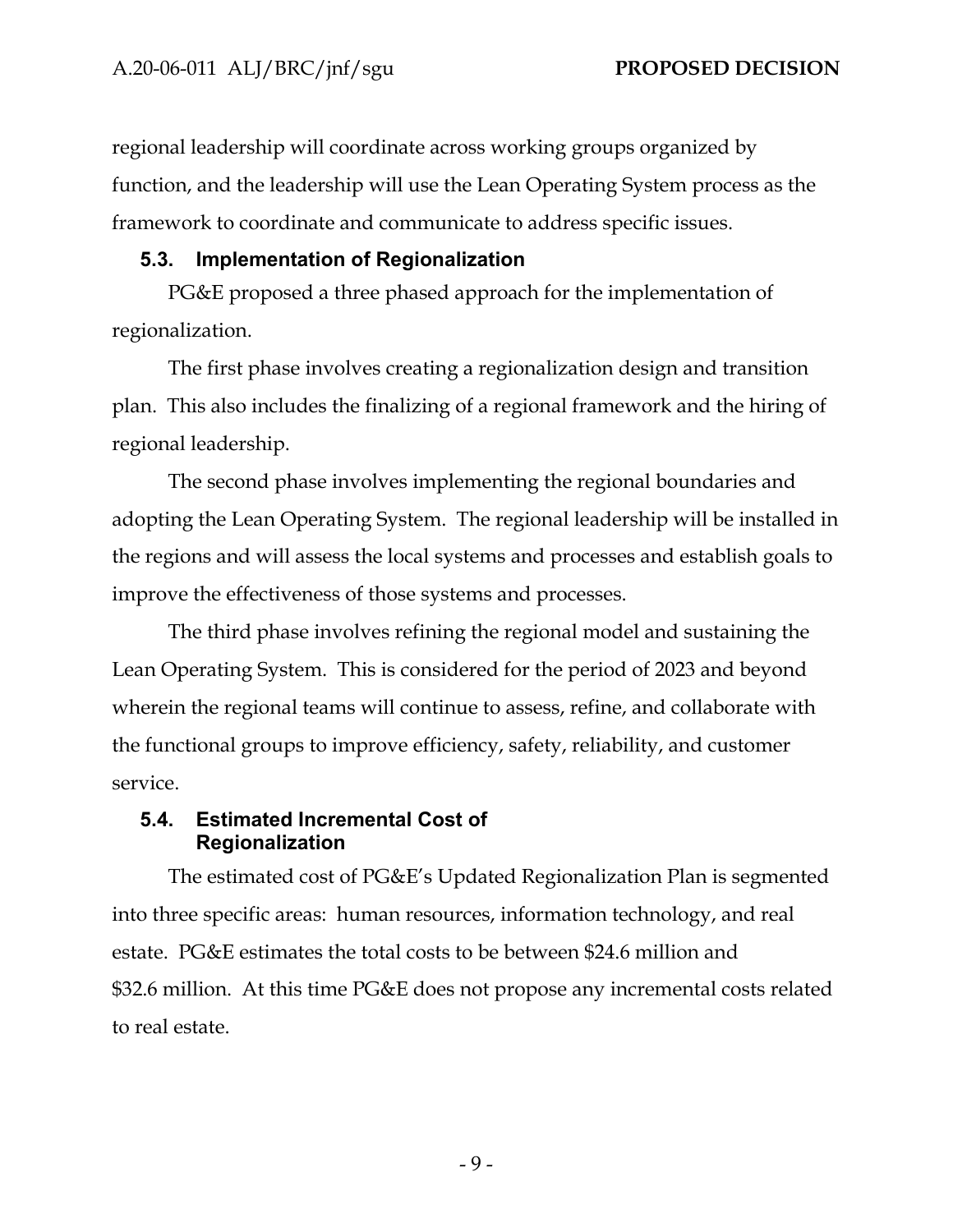regional leadership will coordinate across working groups organized by function, and the leadership will use the Lean Operating System process as the framework to coordinate and communicate to address specific issues.

### 5.3. Implementation of Regionalization

PG&E proposed a three phased approach for the implementation of regionalization.

The first phase involves creating a regionalization design and transition plan. This also includes the finalizing of a regional framework and the hiring of regional leadership.

The second phase involves implementing the regional boundaries and adopting the Lean Operating System. The regional leadership will be installed in the regions and will assess the local systems and processes and establish goals to improve the effectiveness of those systems and processes.

The third phase involves refining the regional model and sustaining the Lean Operating System. This is considered for the period of 2023 and beyond wherein the regional teams will continue to assess, refine, and collaborate with the functional groups to improve efficiency, safety, reliability, and customer service.

### 5.4. Estimated Incremental Cost of Regionalization

The estimated cost of PG&E's Updated Regionalization Plan is segmented into three specific areas: human resources, information technology, and real estate. PG&E estimates the total costs to be between $24.6 million and $32.6 million. At this time PG&E does not propose any incremental costs related to real estate.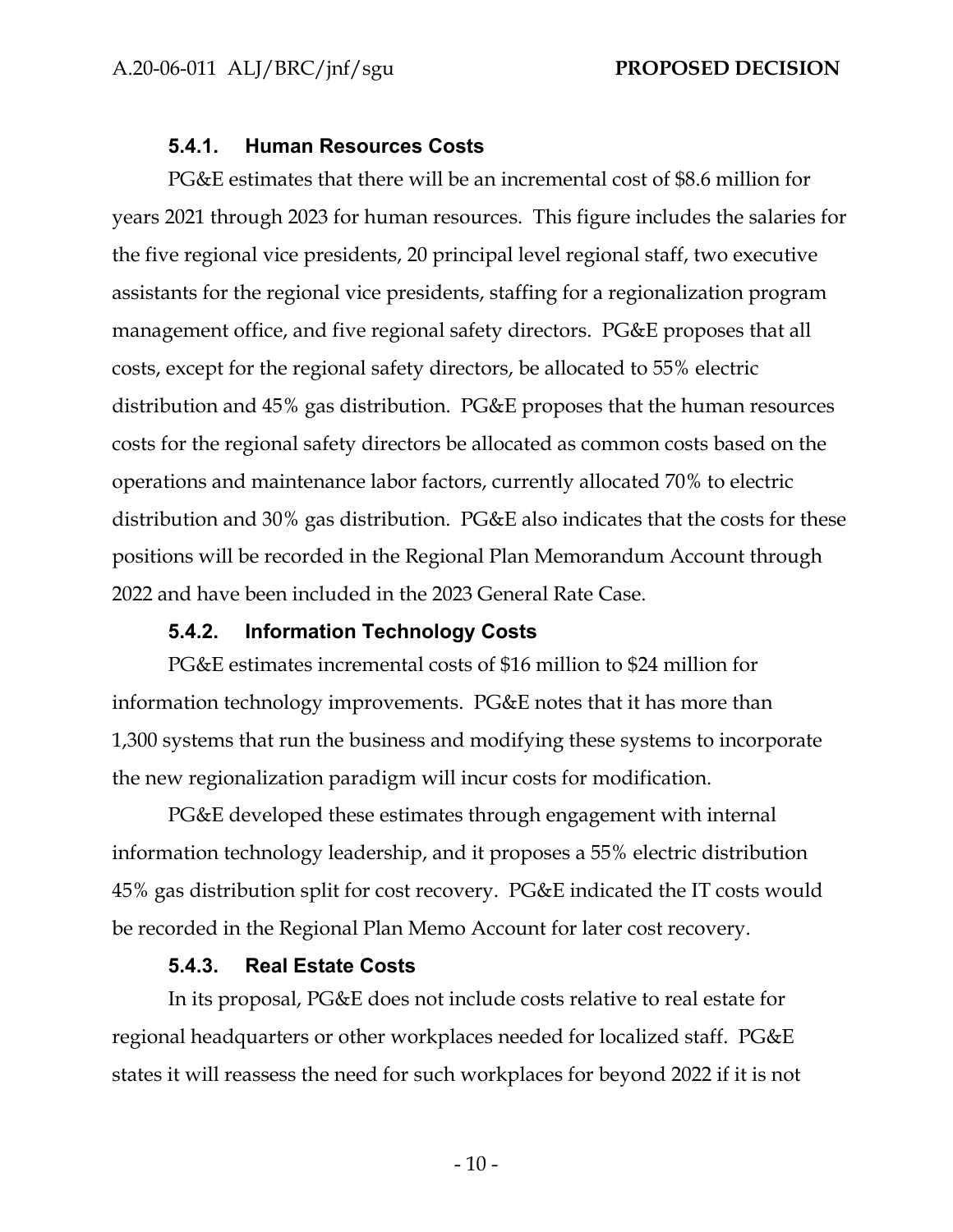#### 5.4.1. Human Resources Costs

PG&E estimates that there will be an incremental cost of $8.6 million for years 2021 through 2023 for human resources. This figure includes the salaries for the five regional vice presidents, 20 principal level regional staff, two executive assistants for the regional vice presidents, staffing for a regionalization program management office, and five regional safety directors. PG&E proposes that all costs, except for the regional safety directors, be allocated to 55% electric distribution and 45% gas distribution. PG&E proposes that the human resources costs for the regional safety directors be allocated as common costs based on the operations and maintenance labor factors, currently allocated 70% to electric distribution and 30% gas distribution. PG&E also indicates that the costs for these positions will be recorded in the Regional Plan Memorandum Account through 2022 and have been included in the 2023 General Rate Case.

#### 5.4.2. Information Technology Costs

PG&E estimates incremental costs of $16 million to $24 million for information technology improvements. PG&E notes that it has more than 1,300 systems that run the business and modifying these systems to incorporate the new regionalization paradigm will incur costs for modification.

PG&E developed these estimates through engagement with internal information technology leadership, and it proposes a 55% electric distribution 45% gas distribution split for cost recovery. PG&E indicated the IT costs would be recorded in the Regional Plan Memo Account for later cost recovery.

#### 5.4.3. Real Estate Costs

In its proposal, PG&E does not include costs relative to real estate for regional headquarters or other workplaces needed for localized staff. PG&E states it will reassess the need for such workplaces for beyond 2022 if it is not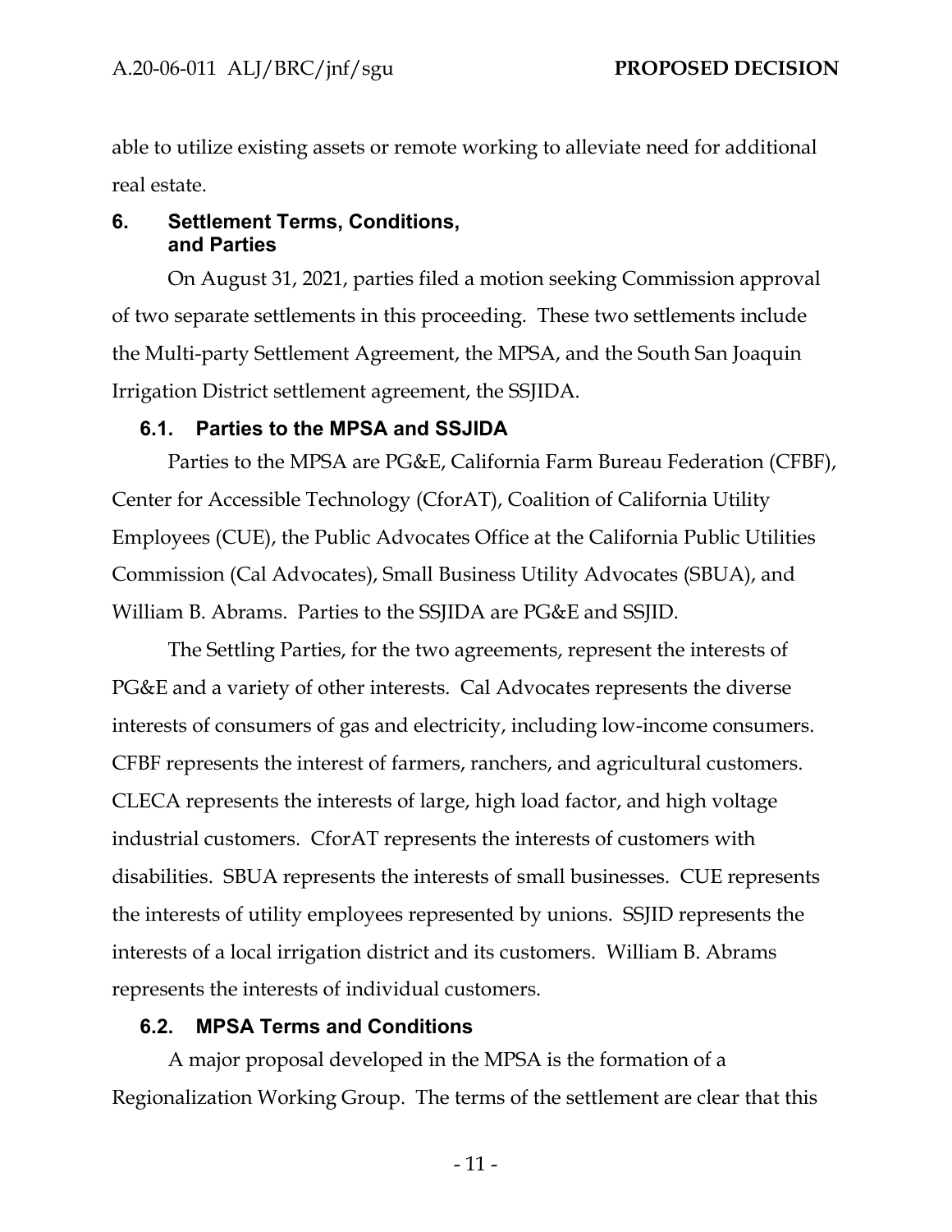able to utilize existing assets or remote working to alleviate need for additional real estate.

## 6. Settlement Terms, Conditions, and Parties

On August 31, 2021, parties filed a motion seeking Commission approval of two separate settlements in this proceeding. These two settlements include the Multi-party Settlement Agreement, the MPSA, and the South San Joaquin Irrigation District settlement agreement, the SSJIDA.

### 6.1. Parties to the MPSA and SSJIDA

Parties to the MPSA are PG&E, California Farm Bureau Federation (CFBF), Center for Accessible Technology (CforAT), Coalition of California Utility Employees (CUE), the Public Advocates Office at the California Public Utilities Commission (Cal Advocates), Small Business Utility Advocates (SBUA), and William B. Abrams. Parties to the SSJIDA are PG&E and SSJID.

The Settling Parties, for the two agreements, represent the interests of PG&E and a variety of other interests. Cal Advocates represents the diverse interests of consumers of gas and electricity, including low-income consumers. CFBF represents the interest of farmers, ranchers, and agricultural customers. CLECA represents the interests of large, high load factor, and high voltage industrial customers. CforAT represents the interests of customers with disabilities. SBUA represents the interests of small businesses. CUE represents the interests of utility employees represented by unions. SSJID represents the interests of a local irrigation district and its customers. William B. Abrams represents the interests of individual customers.

### 6.2. MPSA Terms and Conditions

A major proposal developed in the MPSA is the formation of a Regionalization Working Group. The terms of the settlement are clear that this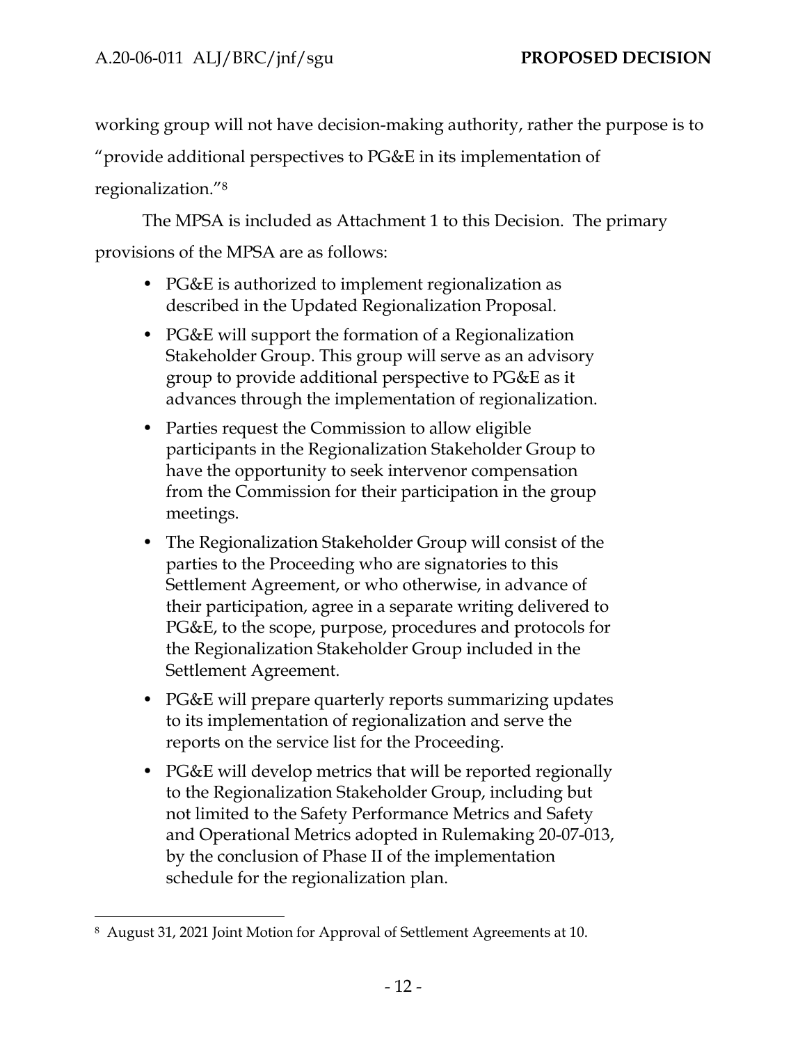working group will not have decision-making authority, rather the purpose is to "provide additional perspectives to PG&E in its implementation of regionalization."[8]

The MPSA is included as Attachment 1 to this Decision. The primary provisions of the MPSA are as follows:

- PG&E is authorized to implement regionalization as described in the Updated Regionalization Proposal.
- PG&E will support the formation of a Regionalization Stakeholder Group. This group will serve as an advisory group to provide additional perspective to PG&E as it advances through the implementation of regionalization.
- Parties request the Commission to allow eligible participants in the Regionalization Stakeholder Group to have the opportunity to seek intervenor compensation from the Commission for their participation in the group meetings.
- The Regionalization Stakeholder Group will consist of the parties to the Proceeding who are signatories to this Settlement Agreement, or who otherwise, in advance of their participation, agree in a separate writing delivered to PG&E, to the scope, purpose, procedures and protocols for the Regionalization Stakeholder Group included in the Settlement Agreement.
- PG&E will prepare quarterly reports summarizing updates to its implementation of regionalization and serve the reports on the service list for the Proceeding.
- PG&E will develop metrics that will be reported regionally to the Regionalization Stakeholder Group, including but not limited to the Safety Performance Metrics and Safety and Operational Metrics adopted in Rulemaking 20-07-013, by the conclusion of Phase II of the implementation schedule for the regionalization plan.

---

[8] August 31, 2021 Joint Motion for Approval of Settlement Agreements at 10.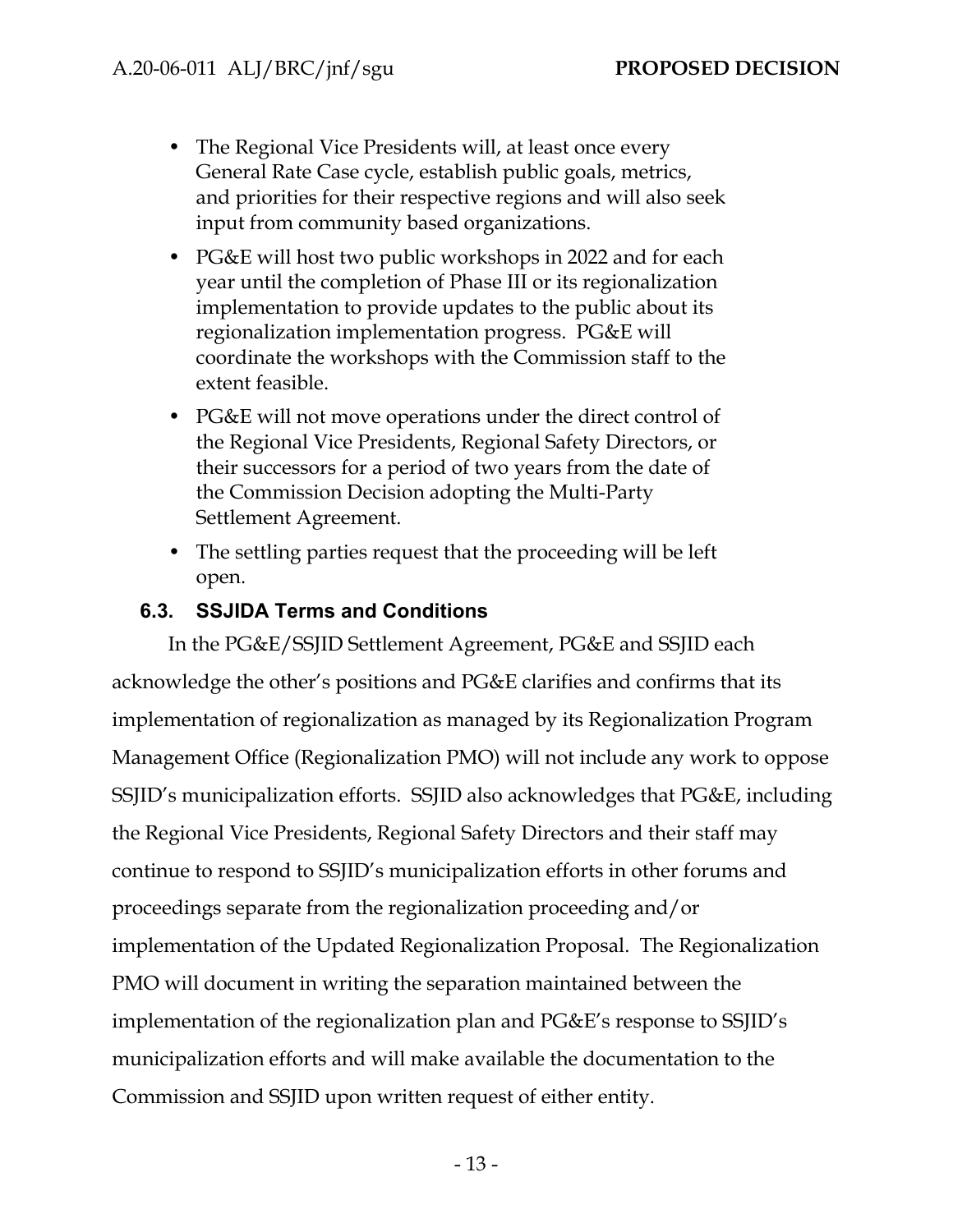- The Regional Vice Presidents will, at least once every General Rate Case cycle, establish public goals, metrics, and priorities for their respective regions and will also seek input from community based organizations.
- PG&E will host two public workshops in 2022 and for each year until the completion of Phase III or its regionalization implementation to provide updates to the public about its regionalization implementation progress. PG&E will coordinate the workshops with the Commission staff to the extent feasible.
- PG&E will not move operations under the direct control of the Regional Vice Presidents, Regional Safety Directors, or their successors for a period of two years from the date of the Commission Decision adopting the Multi-Party Settlement Agreement.
- The settling parties request that the proceeding will be left open.

### 6.3. SSJIDA Terms and Conditions

In the PG&E/SSJID Settlement Agreement, PG&E and SSJID each acknowledge the other's positions and PG&E clarifies and confirms that its implementation of regionalization as managed by its Regionalization Program Management Office (Regionalization PMO) will not include any work to oppose SSJID's municipalization efforts. SSJID also acknowledges that PG&E, including the Regional Vice Presidents, Regional Safety Directors and their staff may continue to respond to SSJID's municipalization efforts in other forums and proceedings separate from the regionalization proceeding and/or implementation of the Updated Regionalization Proposal. The Regionalization PMO will document in writing the separation maintained between the implementation of the regionalization plan and PG&E's response to SSJID's municipalization efforts and will make available the documentation to the Commission and SSJID upon written request of either entity.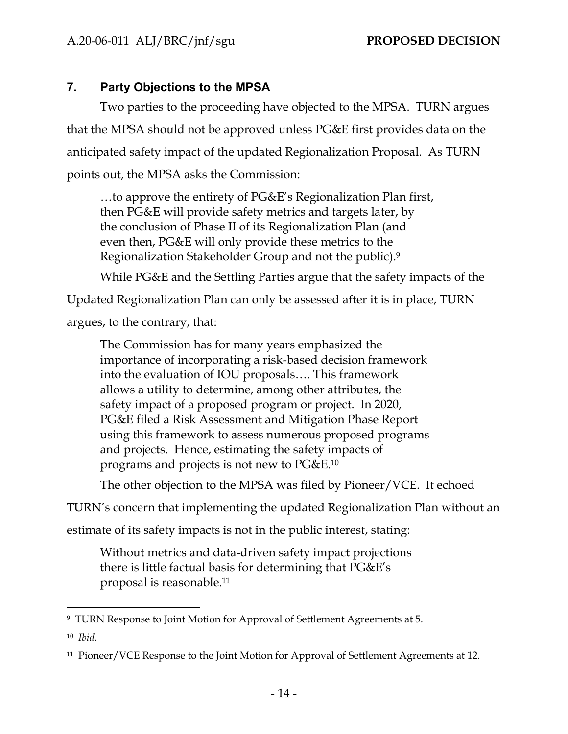## 7. Party Objections to the MPSA

Two parties to the proceeding have objected to the MPSA. TURN argues that the MPSA should not be approved unless PG&E first provides data on the anticipated safety impact of the updated Regionalization Proposal. As TURN points out, the MPSA asks the Commission:

> …to approve the entirety of PG&E's Regionalization Plan first, then PG&E will provide safety metrics and targets later, by the conclusion of Phase II of its Regionalization Plan (and even then, PG&E will only provide these metrics to the Regionalization Stakeholder Group and not the public).[9]

While PG&E and the Settling Parties argue that the safety impacts of the Updated Regionalization Plan can only be assessed after it is in place, TURN argues, to the contrary, that:

> The Commission has for many years emphasized the importance of incorporating a risk-based decision framework into the evaluation of IOU proposals…. This framework allows a utility to determine, among other attributes, the safety impact of a proposed program or project. In 2020, PG&E filed a Risk Assessment and Mitigation Phase Report using this framework to assess numerous proposed programs and projects. Hence, estimating the safety impacts of programs and projects is not new to PG&E.[10]

The other objection to the MPSA was filed by Pioneer/VCE. It echoed TURN's concern that implementing the updated Regionalization Plan without an estimate of its safety impacts is not in the public interest, stating:

> Without metrics and data-driven safety impact projections there is little factual basis for determining that PG&E's proposal is reasonable.[11]

---

[9] TURN Response to Joint Motion for Approval of Settlement Agreements at 5.

[10] *Ibid.*

[11] Pioneer/VCE Response to the Joint Motion for Approval of Settlement Agreements at 12.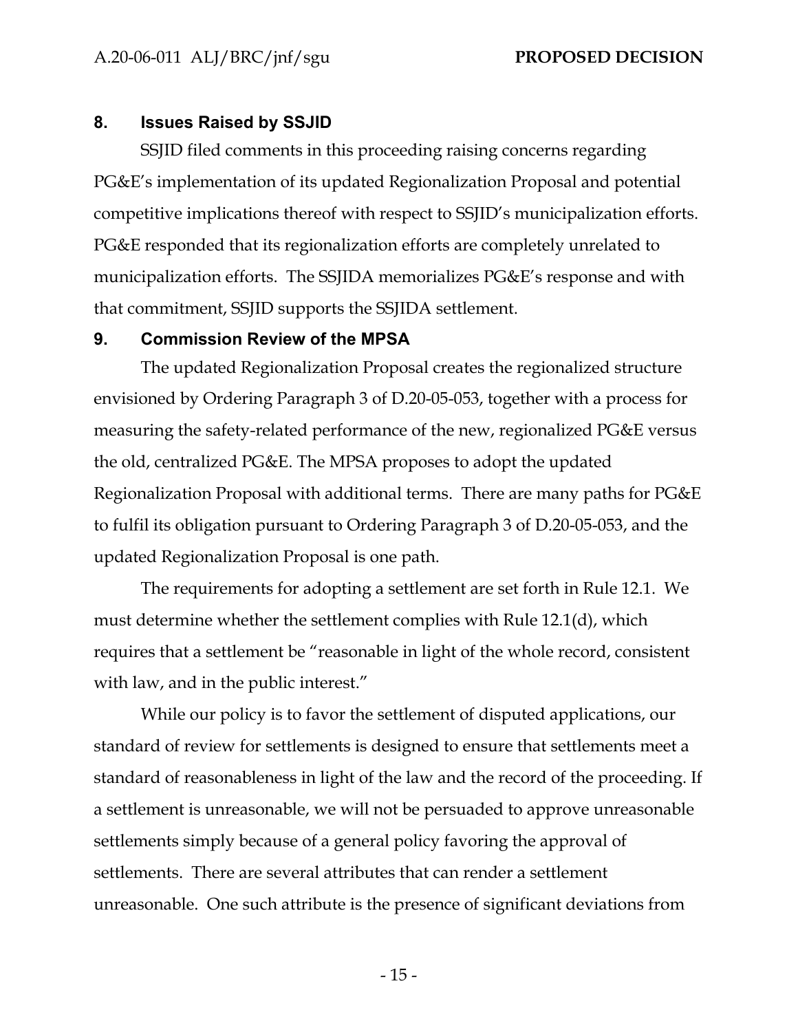## 8. Issues Raised by SSJID

SSJID filed comments in this proceeding raising concerns regarding PG&E's implementation of its updated Regionalization Proposal and potential competitive implications thereof with respect to SSJID's municipalization efforts. PG&E responded that its regionalization efforts are completely unrelated to municipalization efforts. The SSJIDA memorializes PG&E's response and with that commitment, SSJID supports the SSJIDA settlement.

## 9. Commission Review of the MPSA

The updated Regionalization Proposal creates the regionalized structure envisioned by Ordering Paragraph 3 of D.20-05-053, together with a process for measuring the safety-related performance of the new, regionalized PG&E versus the old, centralized PG&E. The MPSA proposes to adopt the updated Regionalization Proposal with additional terms. There are many paths for PG&E to fulfil its obligation pursuant to Ordering Paragraph 3 of D.20-05-053, and the updated Regionalization Proposal is one path.

The requirements for adopting a settlement are set forth in Rule 12.1. We must determine whether the settlement complies with Rule 12.1(d), which requires that a settlement be "reasonable in light of the whole record, consistent with law, and in the public interest."

While our policy is to favor the settlement of disputed applications, our standard of review for settlements is designed to ensure that settlements meet a standard of reasonableness in light of the law and the record of the proceeding. If a settlement is unreasonable, we will not be persuaded to approve unreasonable settlements simply because of a general policy favoring the approval of settlements. There are several attributes that can render a settlement unreasonable. One such attribute is the presence of significant deviations from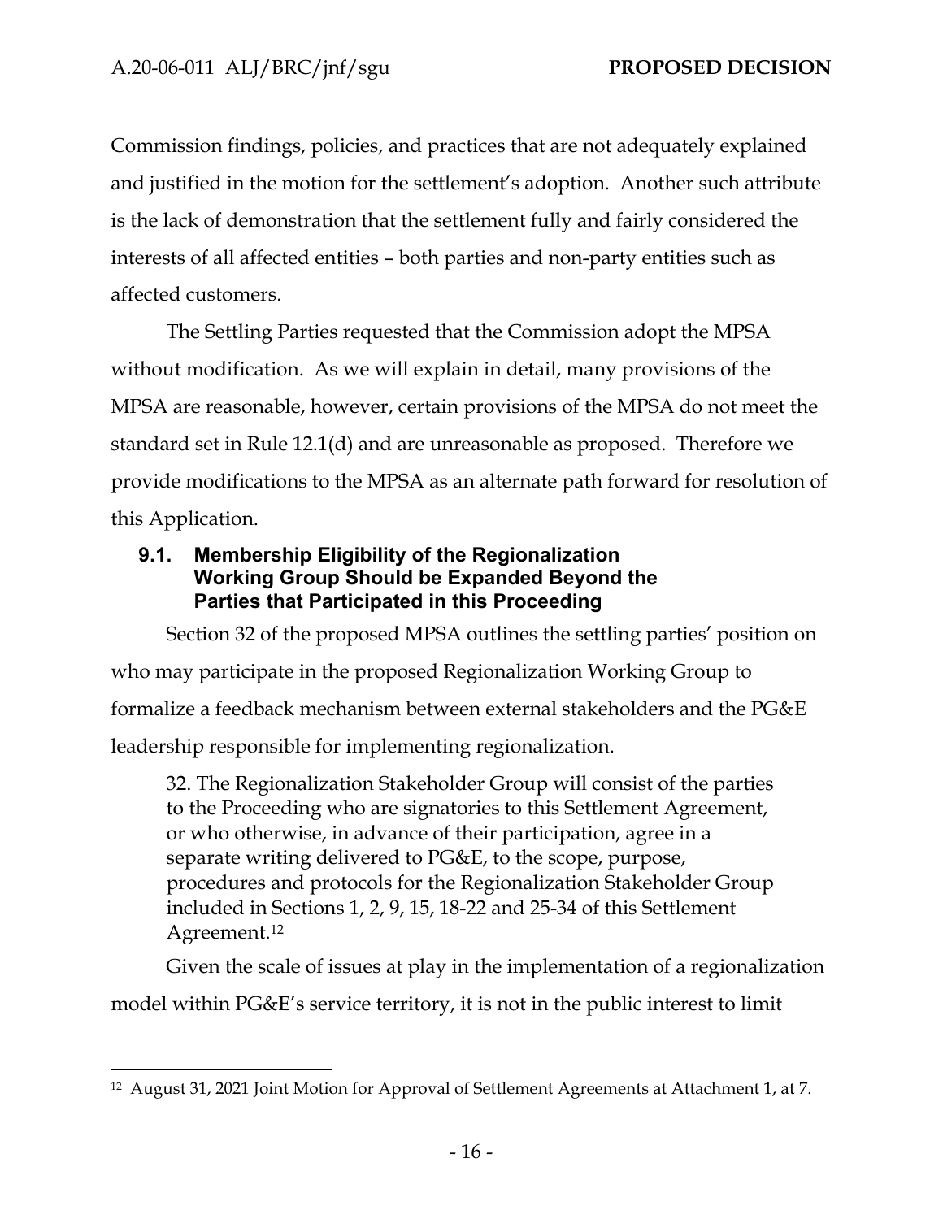Commission findings, policies, and practices that are not adequately explained and justified in the motion for the settlement's adoption. Another such attribute is the lack of demonstration that the settlement fully and fairly considered the interests of all affected entities – both parties and non-party entities such as affected customers.

The Settling Parties requested that the Commission adopt the MPSA without modification. As we will explain in detail, many provisions of the MPSA are reasonable, however, certain provisions of the MPSA do not meet the standard set in Rule 12.1(d) and are unreasonable as proposed. Therefore we provide modifications to the MPSA as an alternate path forward for resolution of this Application.

### 9.1. Membership Eligibility of the Regionalization Working Group Should be Expanded Beyond the Parties that Participated in this Proceeding

Section 32 of the proposed MPSA outlines the settling parties' position on who may participate in the proposed Regionalization Working Group to formalize a feedback mechanism between external stakeholders and the PG&E leadership responsible for implementing regionalization.

> 32. The Regionalization Stakeholder Group will consist of the parties to the Proceeding who are signatories to this Settlement Agreement, or who otherwise, in advance of their participation, agree in a separate writing delivered to PG&E, to the scope, purpose, procedures and protocols for the Regionalization Stakeholder Group included in Sections 1, 2, 9, 15, 18-22 and 25-34 of this Settlement Agreement.[12]

Given the scale of issues at play in the implementation of a regionalization model within PG&E's service territory, it is not in the public interest to limit

[12] August 31, 2021 Joint Motion for Approval of Settlement Agreements at Attachment 1, at 7.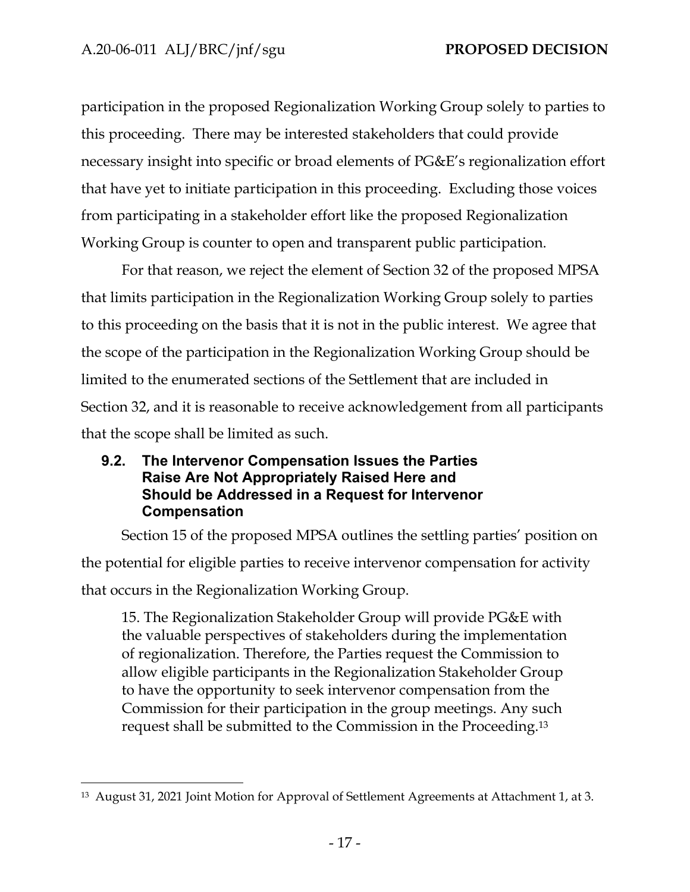participation in the proposed Regionalization Working Group solely to parties to this proceeding. There may be interested stakeholders that could provide necessary insight into specific or broad elements of PG&E's regionalization effort that have yet to initiate participation in this proceeding. Excluding those voices from participating in a stakeholder effort like the proposed Regionalization Working Group is counter to open and transparent public participation.

For that reason, we reject the element of Section 32 of the proposed MPSA that limits participation in the Regionalization Working Group solely to parties to this proceeding on the basis that it is not in the public interest. We agree that the scope of the participation in the Regionalization Working Group should be limited to the enumerated sections of the Settlement that are included in Section 32, and it is reasonable to receive acknowledgement from all participants that the scope shall be limited as such.

### 9.2. The Intervenor Compensation Issues the Parties Raise Are Not Appropriately Raised Here and Should be Addressed in a Request for Intervenor Compensation

Section 15 of the proposed MPSA outlines the settling parties' position on the potential for eligible parties to receive intervenor compensation for activity that occurs in the Regionalization Working Group.

> 15. The Regionalization Stakeholder Group will provide PG&E with the valuable perspectives of stakeholders during the implementation of regionalization. Therefore, the Parties request the Commission to allow eligible participants in the Regionalization Stakeholder Group to have the opportunity to seek intervenor compensation from the Commission for their participation in the group meetings. Any such request shall be submitted to the Commission in the Proceeding.[13]

---

[13] August 31, 2021 Joint Motion for Approval of Settlement Agreements at Attachment 1, at 3.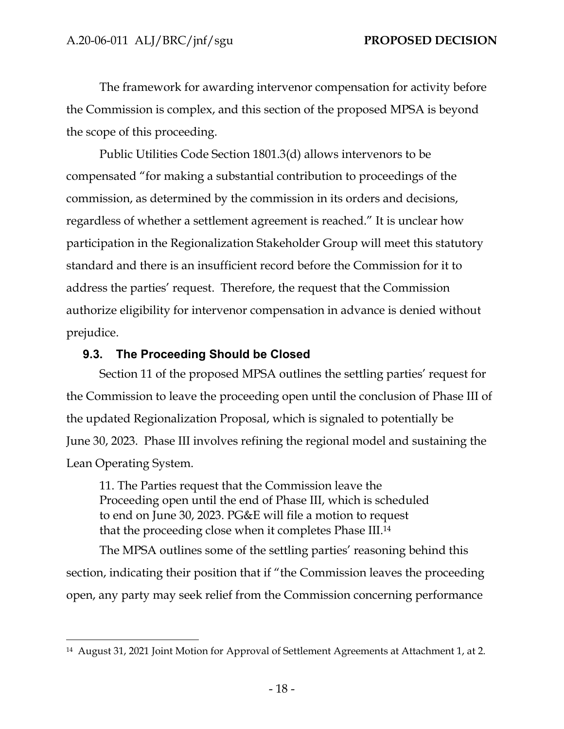The framework for awarding intervenor compensation for activity before the Commission is complex, and this section of the proposed MPSA is beyond the scope of this proceeding.

Public Utilities Code Section 1801.3(d) allows intervenors to be compensated "for making a substantial contribution to proceedings of the commission, as determined by the commission in its orders and decisions, regardless of whether a settlement agreement is reached." It is unclear how participation in the Regionalization Stakeholder Group will meet this statutory standard and there is an insufficient record before the Commission for it to address the parties' request. Therefore, the request that the Commission authorize eligibility for intervenor compensation in advance is denied without prejudice.

### 9.3. The Proceeding Should be Closed

Section 11 of the proposed MPSA outlines the settling parties' request for the Commission to leave the proceeding open until the conclusion of Phase III of the updated Regionalization Proposal, which is signaled to potentially be June 30, 2023. Phase III involves refining the regional model and sustaining the Lean Operating System.

> 11. The Parties request that the Commission leave the Proceeding open until the end of Phase III, which is scheduled to end on June 30, 2023. PG&E will file a motion to request that the proceeding close when it completes Phase III.[14]

The MPSA outlines some of the settling parties' reasoning behind this section, indicating their position that if "the Commission leaves the proceeding open, any party may seek relief from the Commission concerning performance

---

[14] August 31, 2021 Joint Motion for Approval of Settlement Agreements at Attachment 1, at 2.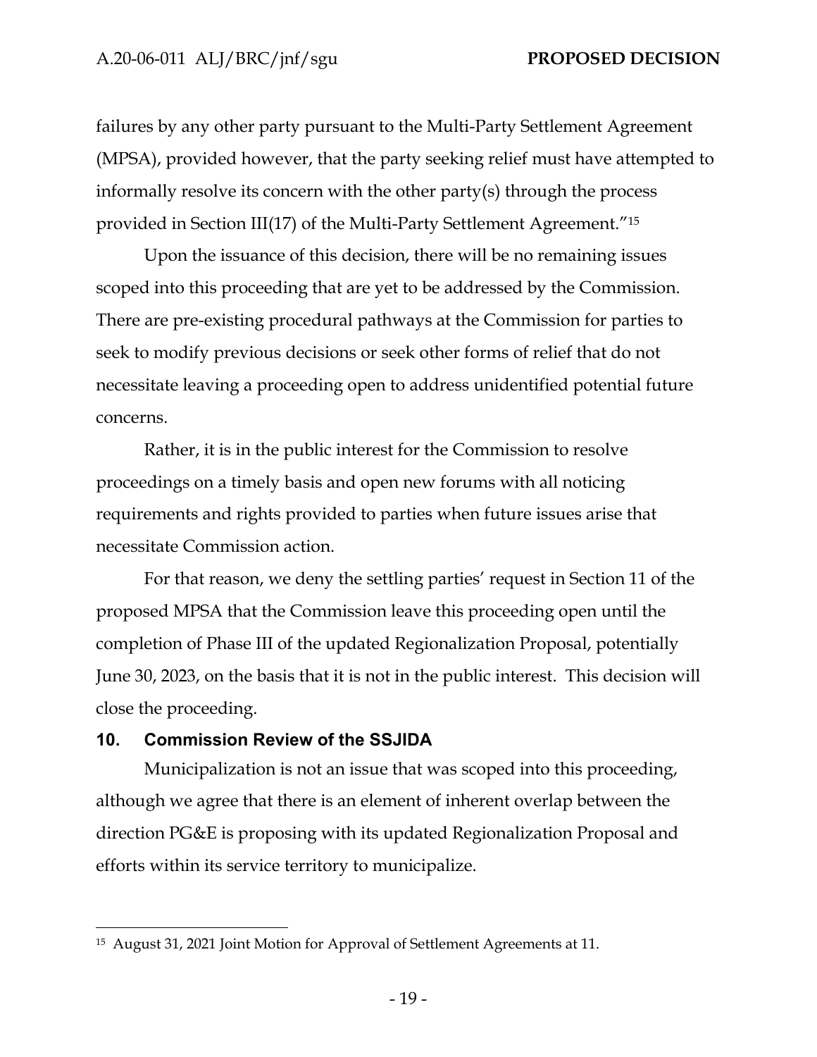failures by any other party pursuant to the Multi-Party Settlement Agreement (MPSA), provided however, that the party seeking relief must have attempted to informally resolve its concern with the other party(s) through the process provided in Section III(17) of the Multi-Party Settlement Agreement."[15]

Upon the issuance of this decision, there will be no remaining issues scoped into this proceeding that are yet to be addressed by the Commission. There are pre-existing procedural pathways at the Commission for parties to seek to modify previous decisions or seek other forms of relief that do not necessitate leaving a proceeding open to address unidentified potential future concerns.

Rather, it is in the public interest for the Commission to resolve proceedings on a timely basis and open new forums with all noticing requirements and rights provided to parties when future issues arise that necessitate Commission action.

For that reason, we deny the settling parties' request in Section 11 of the proposed MPSA that the Commission leave this proceeding open until the completion of Phase III of the updated Regionalization Proposal, potentially June 30, 2023, on the basis that it is not in the public interest. This decision will close the proceeding.

## 10. Commission Review of the SSJIDA

Municipalization is not an issue that was scoped into this proceeding, although we agree that there is an element of inherent overlap between the direction PG&E is proposing with its updated Regionalization Proposal and efforts within its service territory to municipalize.

---

[15] August 31, 2021 Joint Motion for Approval of Settlement Agreements at 11.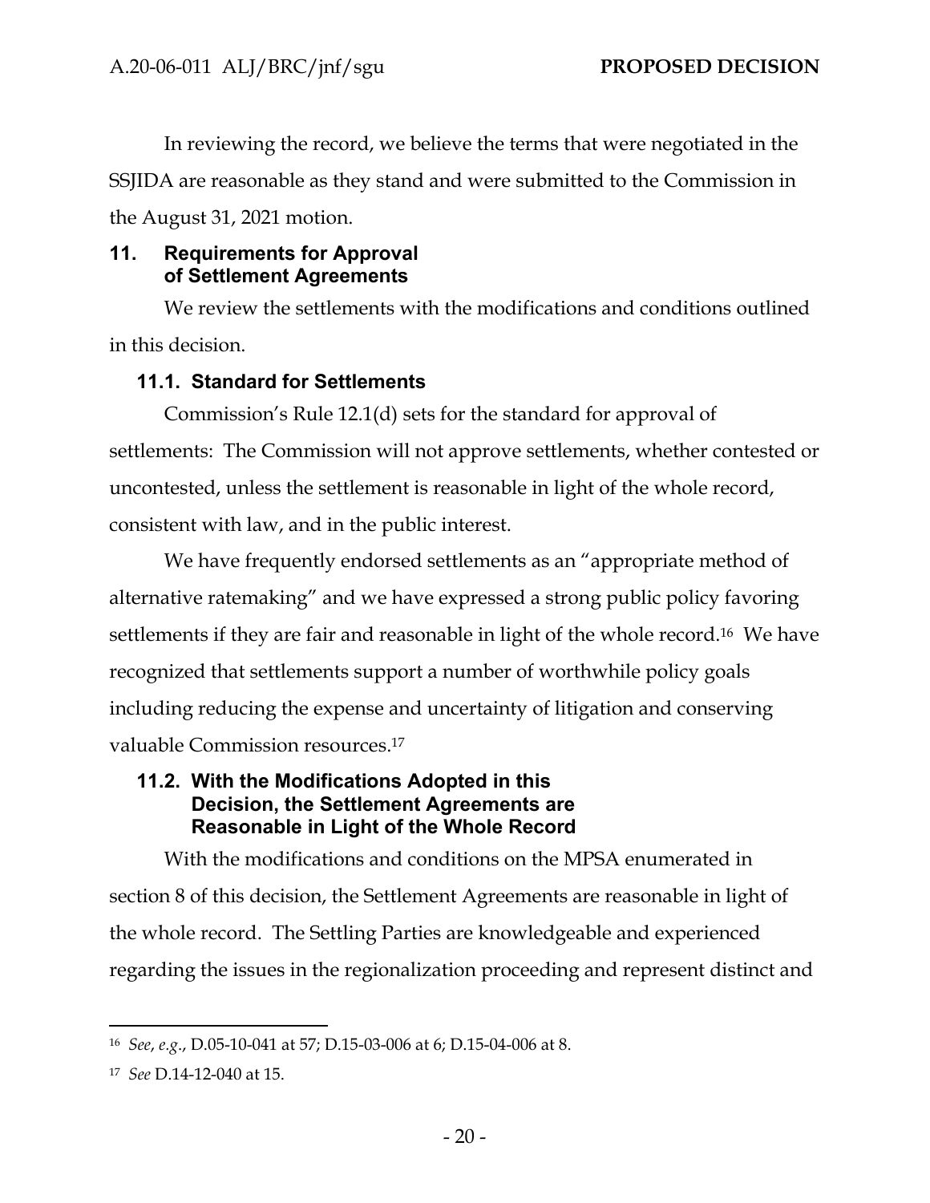In reviewing the record, we believe the terms that were negotiated in the SSJIDA are reasonable as they stand and were submitted to the Commission in the August 31, 2021 motion.

## 11. Requirements for Approval of Settlement Agreements

We review the settlements with the modifications and conditions outlined in this decision.

### 11.1. Standard for Settlements

Commission's Rule 12.1(d) sets for the standard for approval of settlements: The Commission will not approve settlements, whether contested or uncontested, unless the settlement is reasonable in light of the whole record, consistent with law, and in the public interest.

We have frequently endorsed settlements as an "appropriate method of alternative ratemaking" and we have expressed a strong public policy favoring settlements if they are fair and reasonable in light of the whole record.[16] We have recognized that settlements support a number of worthwhile policy goals including reducing the expense and uncertainty of litigation and conserving valuable Commission resources.[17]

### 11.2. With the Modifications Adopted in this Decision, the Settlement Agreements are Reasonable in Light of the Whole Record

With the modifications and conditions on the MPSA enumerated in section 8 of this decision, the Settlement Agreements are reasonable in light of the whole record. The Settling Parties are knowledgeable and experienced regarding the issues in the regionalization proceeding and represent distinct and

---

[16] *See*, *e.g.*, D.05-10-041 at 57; D.15-03-006 at 6; D.15-04-006 at 8.

[17] *See* D.14-12-040 at 15.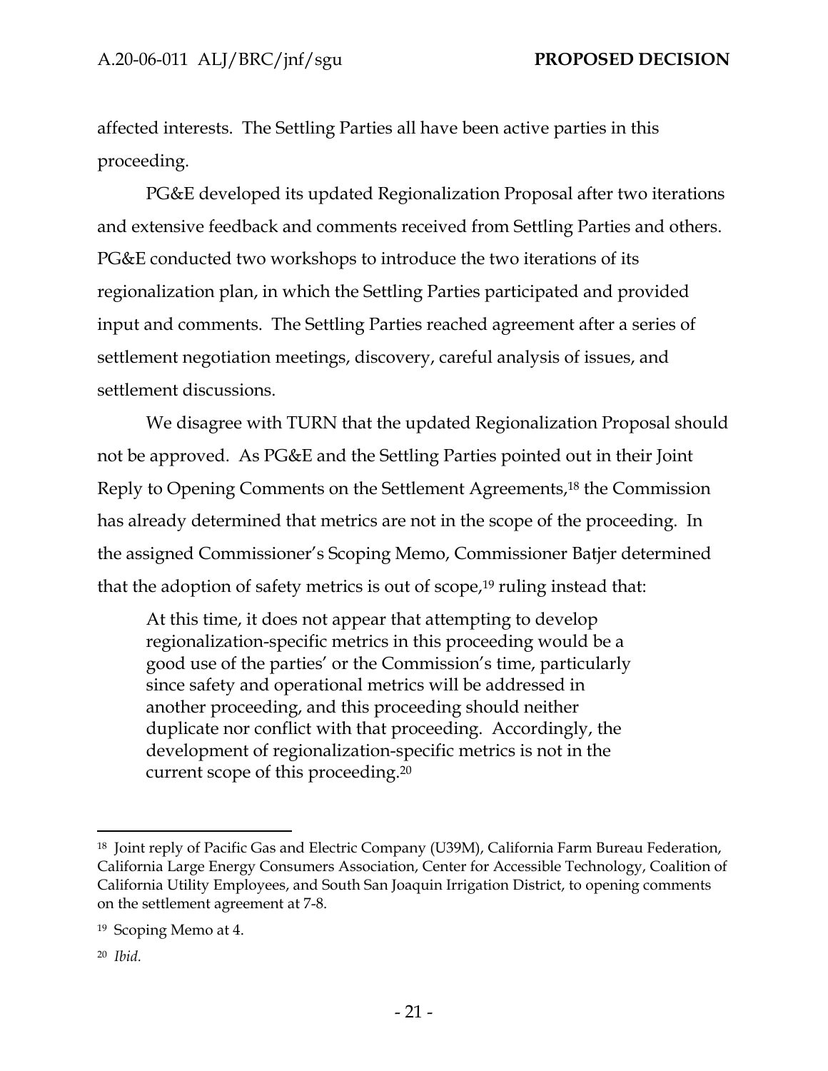affected interests. The Settling Parties all have been active parties in this proceeding.

PG&E developed its updated Regionalization Proposal after two iterations and extensive feedback and comments received from Settling Parties and others. PG&E conducted two workshops to introduce the two iterations of its regionalization plan, in which the Settling Parties participated and provided input and comments. The Settling Parties reached agreement after a series of settlement negotiation meetings, discovery, careful analysis of issues, and settlement discussions.

We disagree with TURN that the updated Regionalization Proposal should not be approved. As PG&E and the Settling Parties pointed out in their Joint Reply to Opening Comments on the Settlement Agreements,[18] the Commission has already determined that metrics are not in the scope of the proceeding. In the assigned Commissioner's Scoping Memo, Commissioner Batjer determined that the adoption of safety metrics is out of scope,[19] ruling instead that:

> At this time, it does not appear that attempting to develop regionalization-specific metrics in this proceeding would be a good use of the parties' or the Commission's time, particularly since safety and operational metrics will be addressed in another proceeding, and this proceeding should neither duplicate nor conflict with that proceeding. Accordingly, the development of regionalization-specific metrics is not in the current scope of this proceeding.[20]

---

[18] Joint reply of Pacific Gas and Electric Company (U39M), California Farm Bureau Federation, California Large Energy Consumers Association, Center for Accessible Technology, Coalition of California Utility Employees, and South San Joaquin Irrigation District, to opening comments on the settlement agreement at 7-8.

[19] Scoping Memo at 4.

[20] *Ibid.*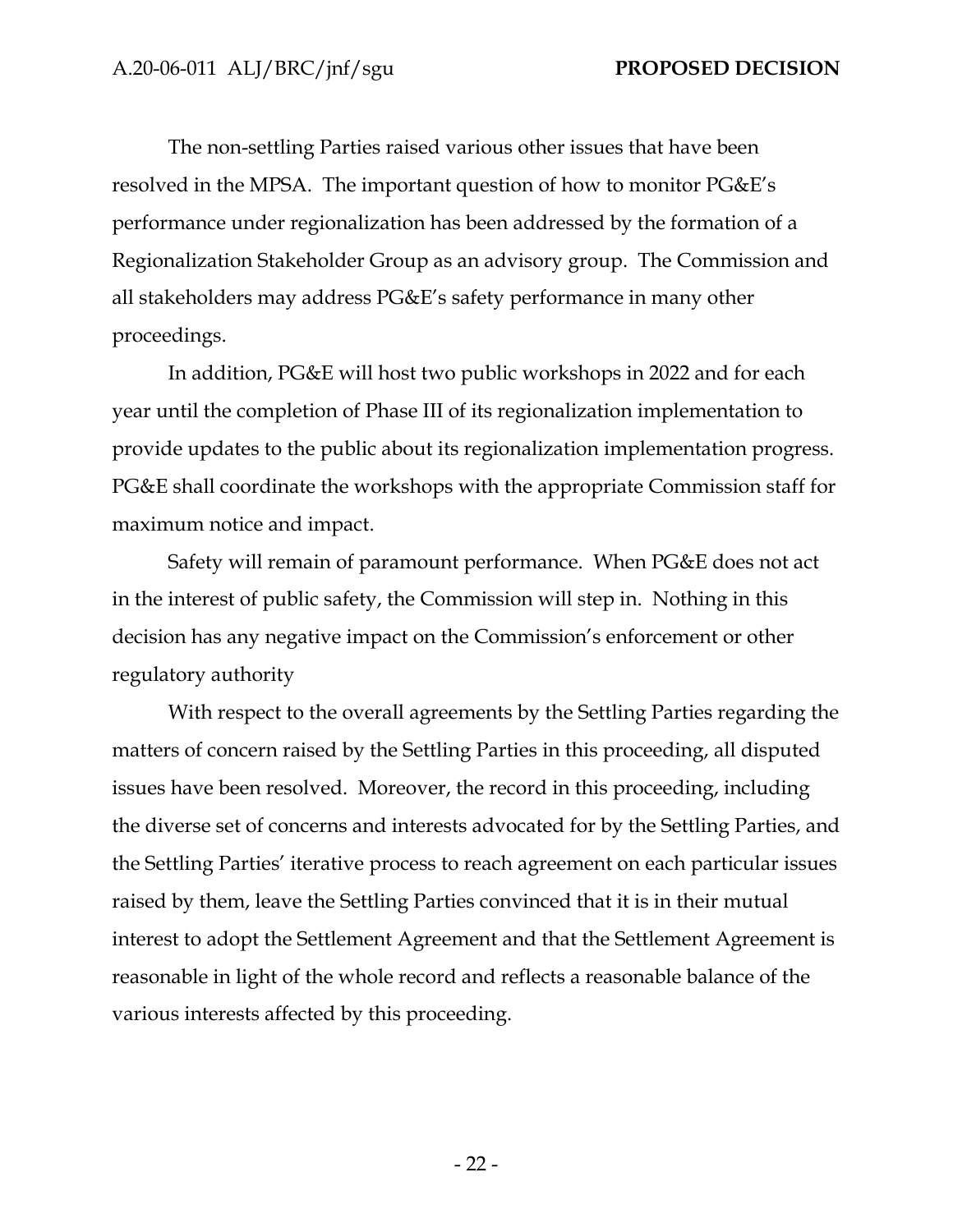The non-settling Parties raised various other issues that have been resolved in the MPSA. The important question of how to monitor PG&E's performance under regionalization has been addressed by the formation of a Regionalization Stakeholder Group as an advisory group. The Commission and all stakeholders may address PG&E's safety performance in many other proceedings.

In addition, PG&E will host two public workshops in 2022 and for each year until the completion of Phase III of its regionalization implementation to provide updates to the public about its regionalization implementation progress. PG&E shall coordinate the workshops with the appropriate Commission staff for maximum notice and impact.

Safety will remain of paramount performance. When PG&E does not act in the interest of public safety, the Commission will step in. Nothing in this decision has any negative impact on the Commission's enforcement or other regulatory authority

With respect to the overall agreements by the Settling Parties regarding the matters of concern raised by the Settling Parties in this proceeding, all disputed issues have been resolved. Moreover, the record in this proceeding, including the diverse set of concerns and interests advocated for by the Settling Parties, and the Settling Parties' iterative process to reach agreement on each particular issues raised by them, leave the Settling Parties convinced that it is in their mutual interest to adopt the Settlement Agreement and that the Settlement Agreement is reasonable in light of the whole record and reflects a reasonable balance of the various interests affected by this proceeding.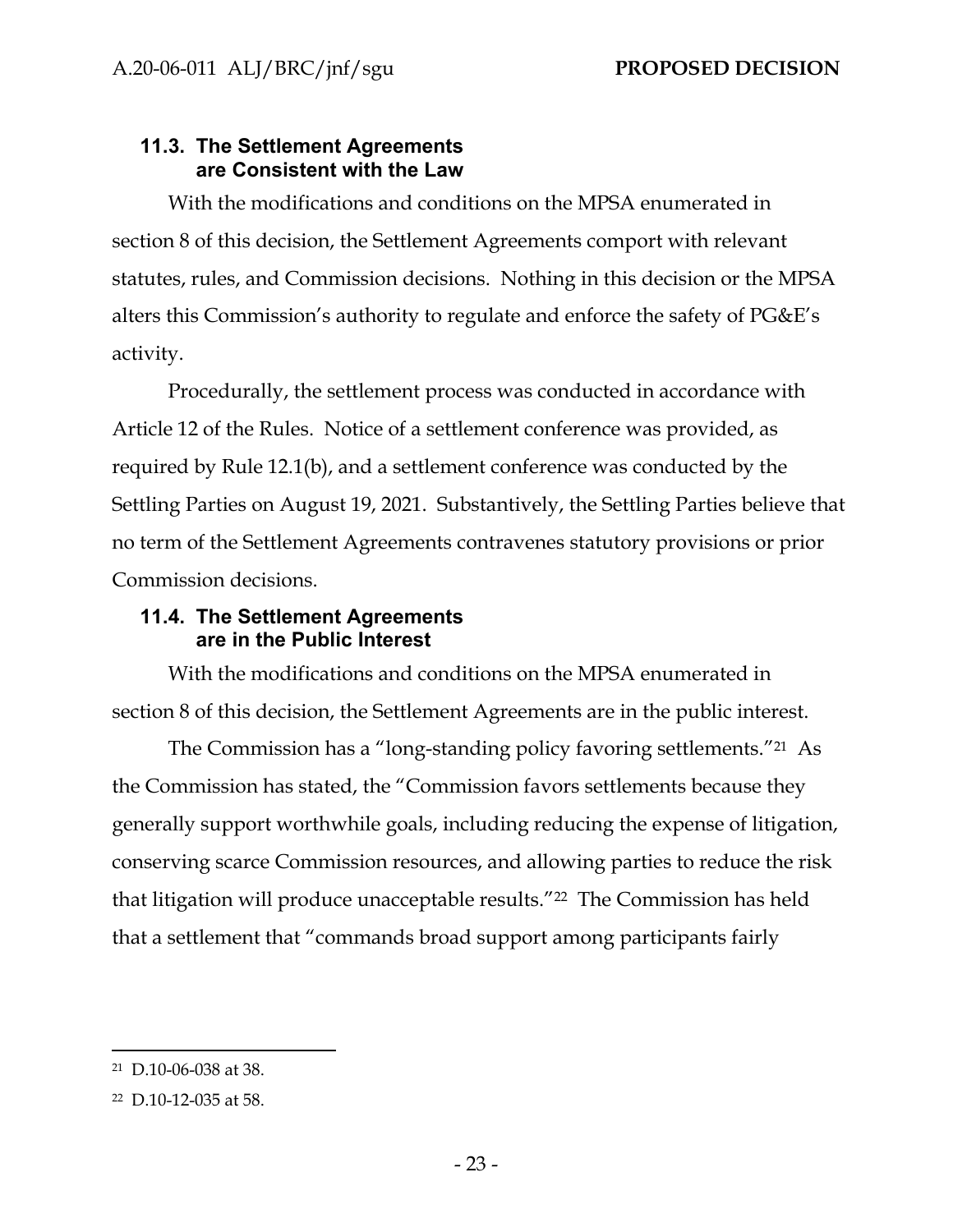### 11.3. The Settlement Agreements are Consistent with the Law

With the modifications and conditions on the MPSA enumerated in section 8 of this decision, the Settlement Agreements comport with relevant statutes, rules, and Commission decisions. Nothing in this decision or the MPSA alters this Commission's authority to regulate and enforce the safety of PG&E's activity.

Procedurally, the settlement process was conducted in accordance with Article 12 of the Rules. Notice of a settlement conference was provided, as required by Rule 12.1(b), and a settlement conference was conducted by the Settling Parties on August 19, 2021. Substantively, the Settling Parties believe that no term of the Settlement Agreements contravenes statutory provisions or prior Commission decisions.

### 11.4. The Settlement Agreements are in the Public Interest

With the modifications and conditions on the MPSA enumerated in section 8 of this decision, the Settlement Agreements are in the public interest.

The Commission has a "long-standing policy favoring settlements."[21] As the Commission has stated, the "Commission favors settlements because they generally support worthwhile goals, including reducing the expense of litigation, conserving scarce Commission resources, and allowing parties to reduce the risk that litigation will produce unacceptable results."[22] The Commission has held that a settlement that "commands broad support among participants fairly

---

[21] D.10-06-038 at 38.

[22] D.10-12-035 at 58.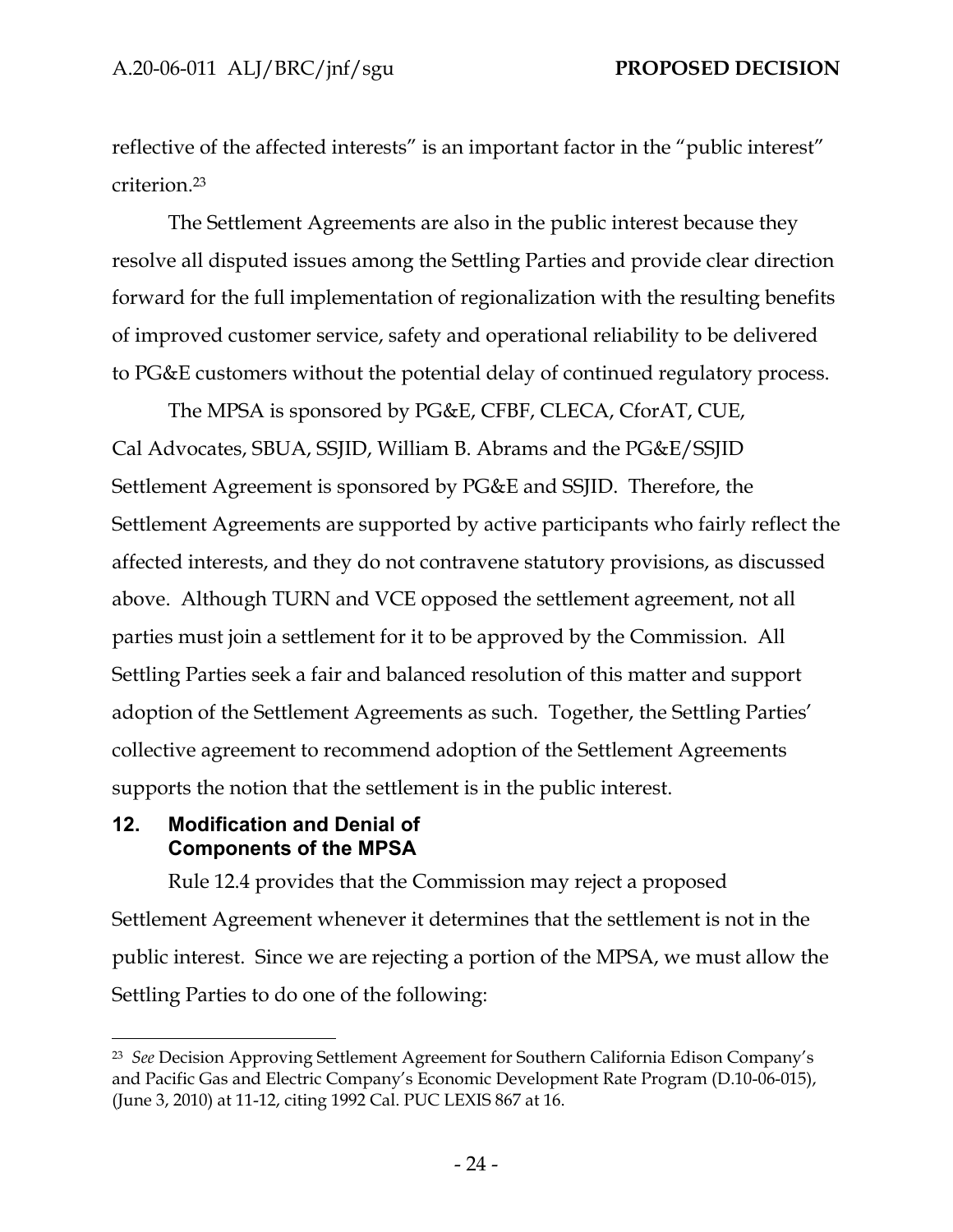reflective of the affected interests" is an important factor in the "public interest" criterion.[23]

The Settlement Agreements are also in the public interest because they resolve all disputed issues among the Settling Parties and provide clear direction forward for the full implementation of regionalization with the resulting benefits of improved customer service, safety and operational reliability to be delivered to PG&E customers without the potential delay of continued regulatory process.

The MPSA is sponsored by PG&E, CFBF, CLECA, CforAT, CUE, Cal Advocates, SBUA, SSJID, William B. Abrams and the PG&E/SSJID Settlement Agreement is sponsored by PG&E and SSJID. Therefore, the Settlement Agreements are supported by active participants who fairly reflect the affected interests, and they do not contravene statutory provisions, as discussed above. Although TURN and VCE opposed the settlement agreement, not all parties must join a settlement for it to be approved by the Commission. All Settling Parties seek a fair and balanced resolution of this matter and support adoption of the Settlement Agreements as such. Together, the Settling Parties' collective agreement to recommend adoption of the Settlement Agreements supports the notion that the settlement is in the public interest.

## 12. Modification and Denial of Components of the MPSA

Rule 12.4 provides that the Commission may reject a proposed Settlement Agreement whenever it determines that the settlement is not in the public interest. Since we are rejecting a portion of the MPSA, we must allow the Settling Parties to do one of the following:

---

[23] *See* Decision Approving Settlement Agreement for Southern California Edison Company's and Pacific Gas and Electric Company's Economic Development Rate Program (D.10-06-015), (June 3, 2010) at 11-12, citing 1992 Cal. PUC LEXIS 867 at 16.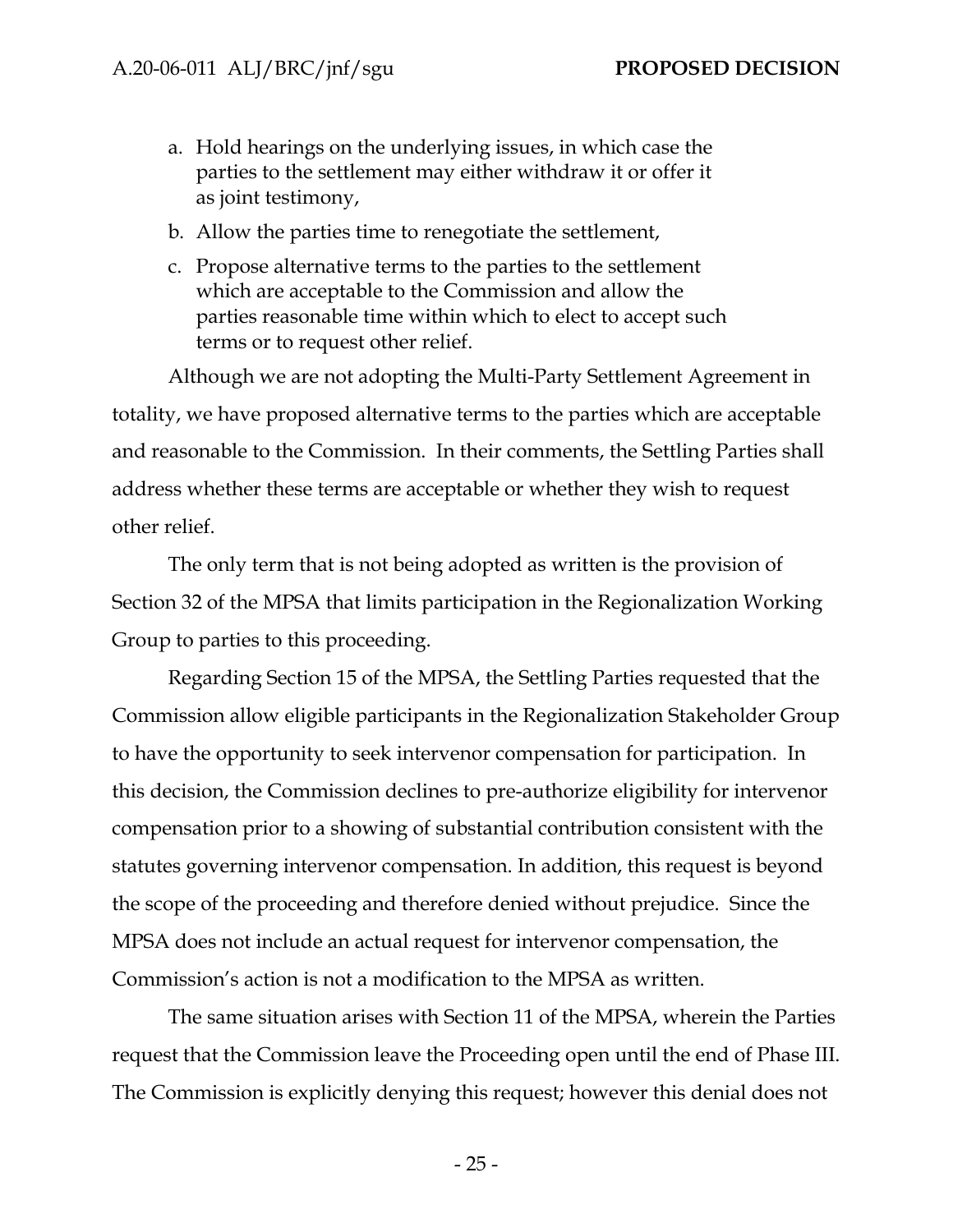a. Hold hearings on the underlying issues, in which case the parties to the settlement may either withdraw it or offer it as joint testimony,

b. Allow the parties time to renegotiate the settlement,

c. Propose alternative terms to the parties to the settlement which are acceptable to the Commission and allow the parties reasonable time within which to elect to accept such terms or to request other relief.

Although we are not adopting the Multi-Party Settlement Agreement in totality, we have proposed alternative terms to the parties which are acceptable and reasonable to the Commission. In their comments, the Settling Parties shall address whether these terms are acceptable or whether they wish to request other relief.

The only term that is not being adopted as written is the provision of Section 32 of the MPSA that limits participation in the Regionalization Working Group to parties to this proceeding.

Regarding Section 15 of the MPSA, the Settling Parties requested that the Commission allow eligible participants in the Regionalization Stakeholder Group to have the opportunity to seek intervenor compensation for participation. In this decision, the Commission declines to pre-authorize eligibility for intervenor compensation prior to a showing of substantial contribution consistent with the statutes governing intervenor compensation. In addition, this request is beyond the scope of the proceeding and therefore denied without prejudice. Since the MPSA does not include an actual request for intervenor compensation, the Commission's action is not a modification to the MPSA as written.

The same situation arises with Section 11 of the MPSA, wherein the Parties request that the Commission leave the Proceeding open until the end of Phase III. The Commission is explicitly denying this request; however this denial does not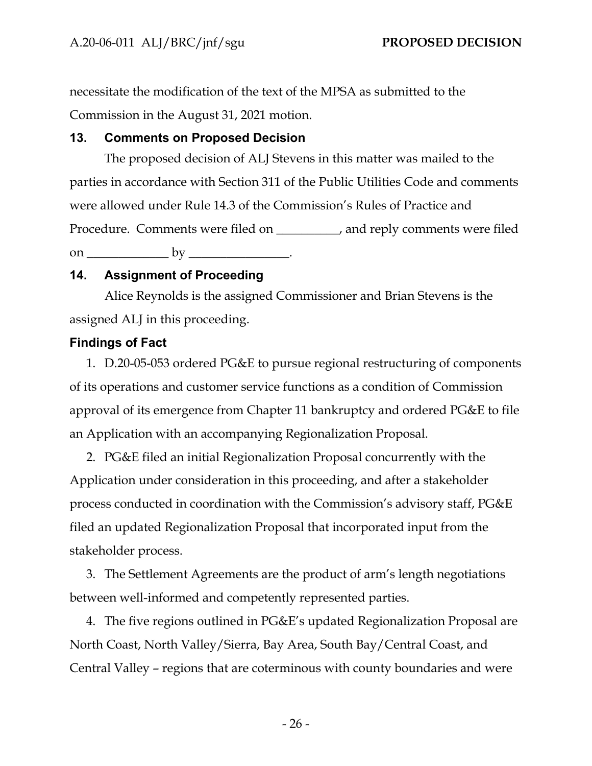necessitate the modification of the text of the MPSA as submitted to the Commission in the August 31, 2021 motion.

## 13. Comments on Proposed Decision

The proposed decision of ALJ Stevens in this matter was mailed to the parties in accordance with Section 311 of the Public Utilities Code and comments were allowed under Rule 14.3 of the Commission's Rules of Practice and Procedure. Comments were filed on __________, and reply comments were filed on _____________ by ________________.

## 14. Assignment of Proceeding

Alice Reynolds is the assigned Commissioner and Brian Stevens is the assigned ALJ in this proceeding.

## Findings of Fact

1. D.20-05-053 ordered PG&E to pursue regional restructuring of components of its operations and customer service functions as a condition of Commission approval of its emergence from Chapter 11 bankruptcy and ordered PG&E to file an Application with an accompanying Regionalization Proposal.

2. PG&E filed an initial Regionalization Proposal concurrently with the Application under consideration in this proceeding, and after a stakeholder process conducted in coordination with the Commission's advisory staff, PG&E filed an updated Regionalization Proposal that incorporated input from the stakeholder process.

3. The Settlement Agreements are the product of arm's length negotiations between well-informed and competently represented parties.

4. The five regions outlined in PG&E's updated Regionalization Proposal are North Coast, North Valley/Sierra, Bay Area, South Bay/Central Coast, and Central Valley – regions that are coterminous with county boundaries and were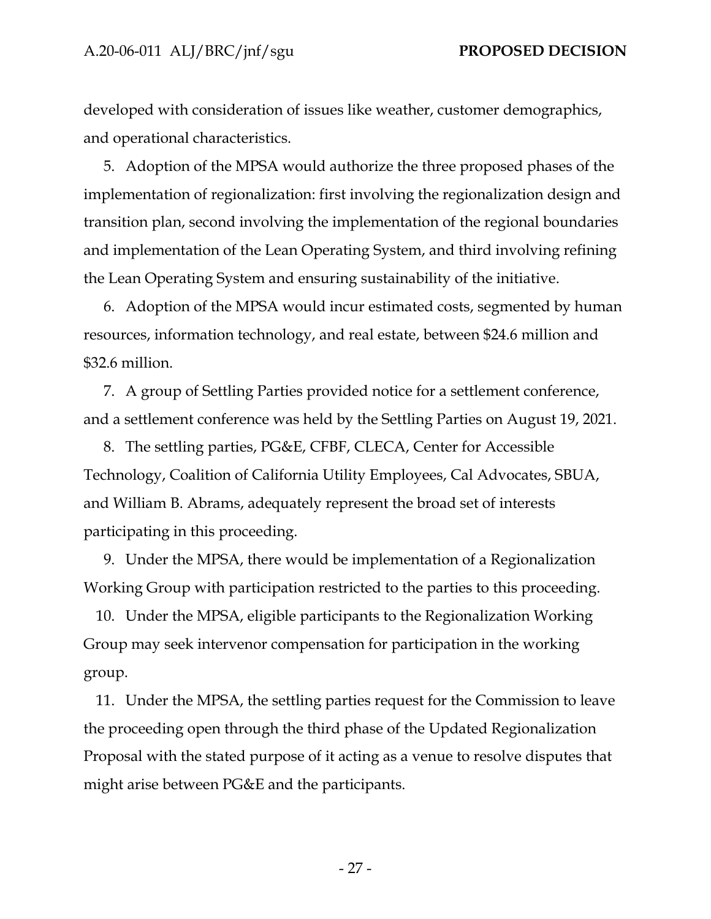developed with consideration of issues like weather, customer demographics, and operational characteristics.

5. Adoption of the MPSA would authorize the three proposed phases of the implementation of regionalization: first involving the regionalization design and transition plan, second involving the implementation of the regional boundaries and implementation of the Lean Operating System, and third involving refining the Lean Operating System and ensuring sustainability of the initiative.

6. Adoption of the MPSA would incur estimated costs, segmented by human resources, information technology, and real estate, between $24.6 million and $32.6 million.

7. A group of Settling Parties provided notice for a settlement conference, and a settlement conference was held by the Settling Parties on August 19, 2021.

8. The settling parties, PG&E, CFBF, CLECA, Center for Accessible Technology, Coalition of California Utility Employees, Cal Advocates, SBUA, and William B. Abrams, adequately represent the broad set of interests participating in this proceeding.

9. Under the MPSA, there would be implementation of a Regionalization Working Group with participation restricted to the parties to this proceeding.

10. Under the MPSA, eligible participants to the Regionalization Working Group may seek intervenor compensation for participation in the working group.

11. Under the MPSA, the settling parties request for the Commission to leave the proceeding open through the third phase of the Updated Regionalization Proposal with the stated purpose of it acting as a venue to resolve disputes that might arise between PG&E and the participants.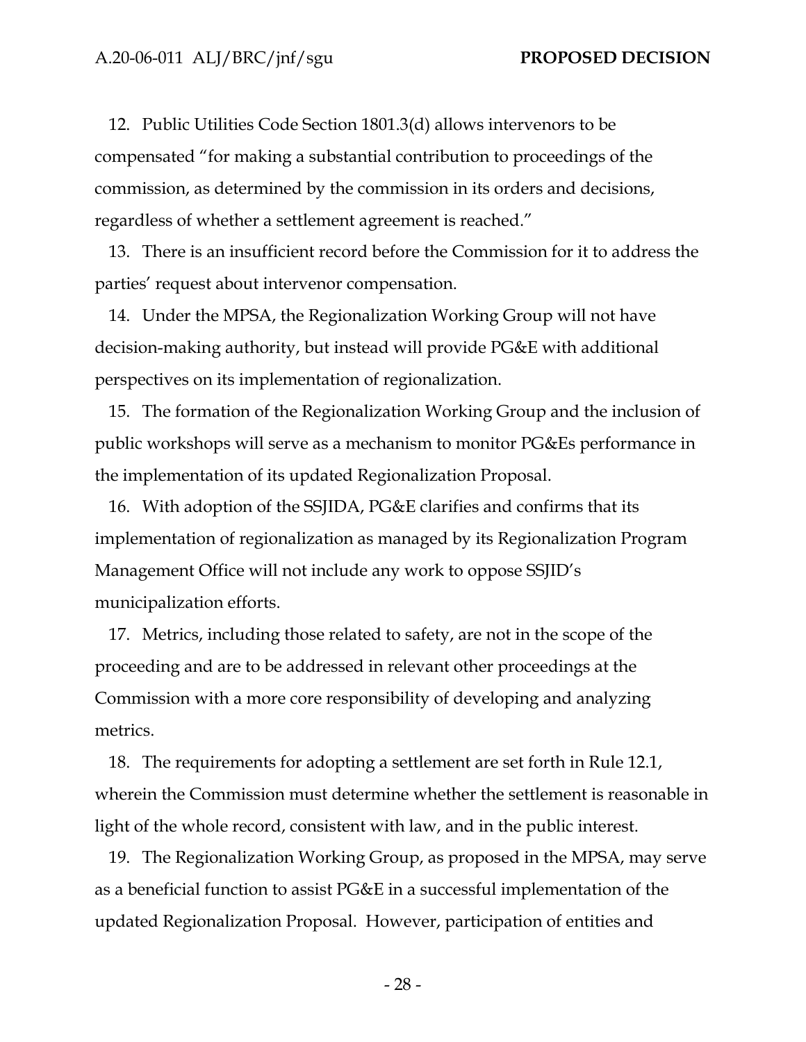12. Public Utilities Code Section 1801.3(d) allows intervenors to be compensated "for making a substantial contribution to proceedings of the commission, as determined by the commission in its orders and decisions, regardless of whether a settlement agreement is reached."

13. There is an insufficient record before the Commission for it to address the parties' request about intervenor compensation.

14. Under the MPSA, the Regionalization Working Group will not have decision-making authority, but instead will provide PG&E with additional perspectives on its implementation of regionalization.

15. The formation of the Regionalization Working Group and the inclusion of public workshops will serve as a mechanism to monitor PG&Es performance in the implementation of its updated Regionalization Proposal.

16. With adoption of the SSJIDA, PG&E clarifies and confirms that its implementation of regionalization as managed by its Regionalization Program Management Office will not include any work to oppose SSJID's municipalization efforts.

17. Metrics, including those related to safety, are not in the scope of the proceeding and are to be addressed in relevant other proceedings at the Commission with a more core responsibility of developing and analyzing metrics.

18. The requirements for adopting a settlement are set forth in Rule 12.1, wherein the Commission must determine whether the settlement is reasonable in light of the whole record, consistent with law, and in the public interest.

19. The Regionalization Working Group, as proposed in the MPSA, may serve as a beneficial function to assist PG&E in a successful implementation of the updated Regionalization Proposal. However, participation of entities and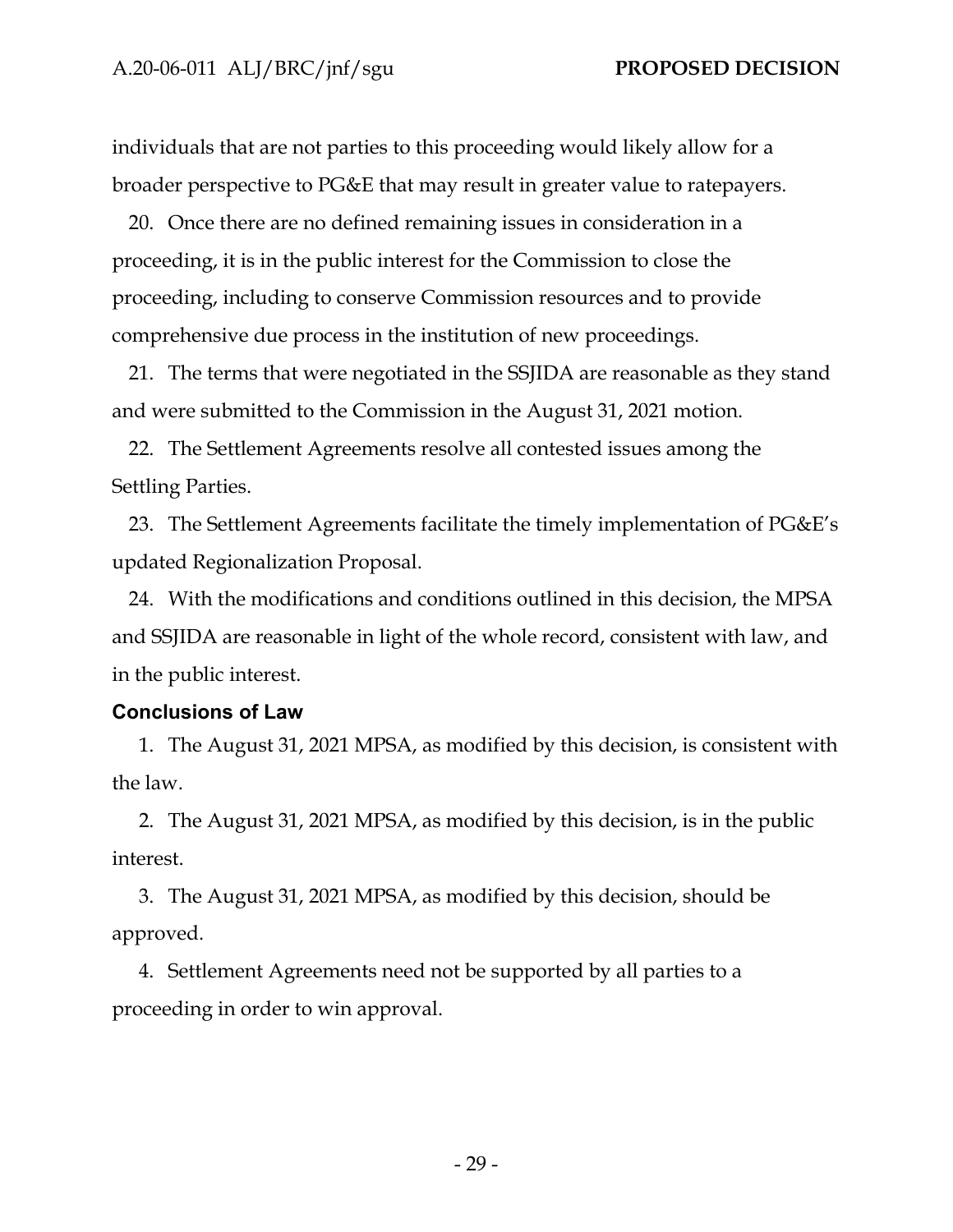individuals that are not parties to this proceeding would likely allow for a broader perspective to PG&E that may result in greater value to ratepayers.

20. Once there are no defined remaining issues in consideration in a proceeding, it is in the public interest for the Commission to close the proceeding, including to conserve Commission resources and to provide comprehensive due process in the institution of new proceedings.

21. The terms that were negotiated in the SSJIDA are reasonable as they stand and were submitted to the Commission in the August 31, 2021 motion.

22. The Settlement Agreements resolve all contested issues among the Settling Parties.

23. The Settlement Agreements facilitate the timely implementation of PG&E's updated Regionalization Proposal.

24. With the modifications and conditions outlined in this decision, the MPSA and SSJIDA are reasonable in light of the whole record, consistent with law, and in the public interest.

## Conclusions of Law

1. The August 31, 2021 MPSA, as modified by this decision, is consistent with the law.

2. The August 31, 2021 MPSA, as modified by this decision, is in the public interest.

3. The August 31, 2021 MPSA, as modified by this decision, should be approved.

4. Settlement Agreements need not be supported by all parties to a proceeding in order to win approval.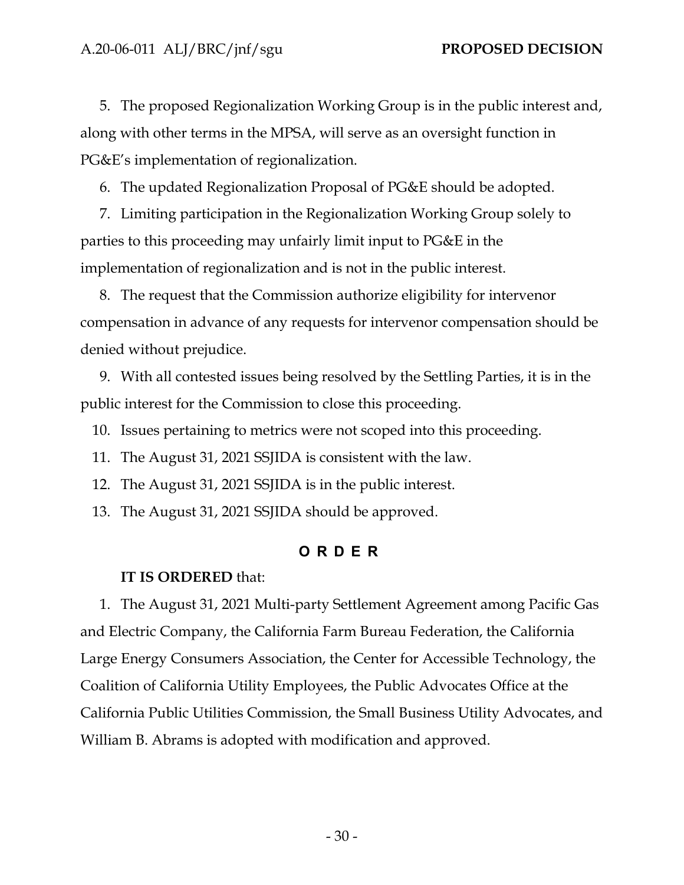5. The proposed Regionalization Working Group is in the public interest and, along with other terms in the MPSA, will serve as an oversight function in PG&E's implementation of regionalization.

6. The updated Regionalization Proposal of PG&E should be adopted.

7. Limiting participation in the Regionalization Working Group solely to parties to this proceeding may unfairly limit input to PG&E in the implementation of regionalization and is not in the public interest.

8. The request that the Commission authorize eligibility for intervenor compensation in advance of any requests for intervenor compensation should be denied without prejudice.

9. With all contested issues being resolved by the Settling Parties, it is in the public interest for the Commission to close this proceeding.

10. Issues pertaining to metrics were not scoped into this proceeding.

11. The August 31, 2021 SSJIDA is consistent with the law.

12. The August 31, 2021 SSJIDA is in the public interest.

13. The August 31, 2021 SSJIDA should be approved.

## O R D E R

**IT IS ORDERED** that:

1. The August 31, 2021 Multi-party Settlement Agreement among Pacific Gas and Electric Company, the California Farm Bureau Federation, the California Large Energy Consumers Association, the Center for Accessible Technology, the Coalition of California Utility Employees, the Public Advocates Office at the California Public Utilities Commission, the Small Business Utility Advocates, and William B. Abrams is adopted with modification and approved.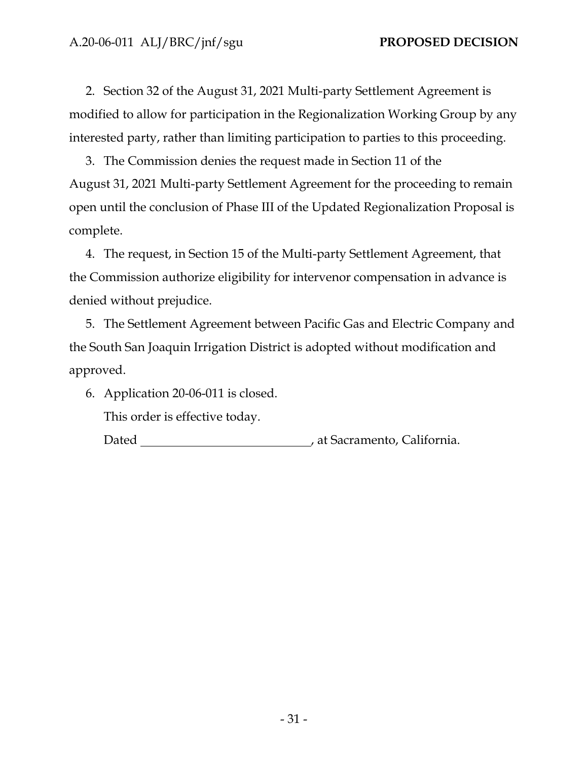2. Section 32 of the August 31, 2021 Multi-party Settlement Agreement is modified to allow for participation in the Regionalization Working Group by any interested party, rather than limiting participation to parties to this proceeding.

3. The Commission denies the request made in Section 11 of the August 31, 2021 Multi-party Settlement Agreement for the proceeding to remain open until the conclusion of Phase III of the Updated Regionalization Proposal is complete.

4. The request, in Section 15 of the Multi-party Settlement Agreement, that the Commission authorize eligibility for intervenor compensation in advance is denied without prejudice.

5. The Settlement Agreement between Pacific Gas and Electric Company and the South San Joaquin Irrigation District is adopted without modification and approved.

6. Application 20-06-011 is closed.

This order is effective today.

Dated \_\_\_\_\_\_\_\_\_\_\_\_\_\_\_\_\_\_\_\_\_\_\_\_\_\_\_, at Sacramento, California.